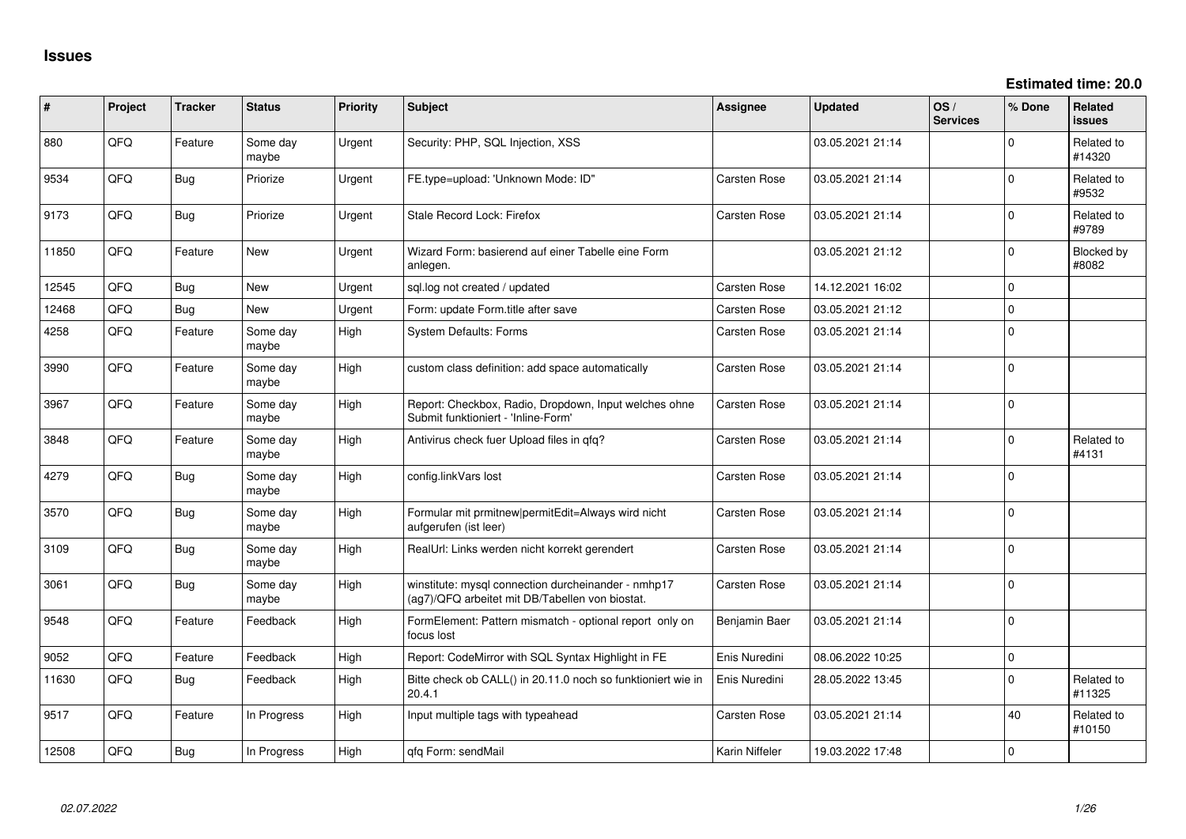# Issues

**Estimated time: 20.0**

| # | Project | Tracker | Status | Priority | Subject | Assignee | Updated | OS / Services | % Done | Related issues |
|---|---|---|---|---|---|---|---|---|---|---|
| 880 | QFQ | Feature | Some day maybe | Urgent | Security: PHP, SQL Injection, XSS | | 03.05.2021 21:14 | | 0 | Related to #14320 |
| 9534 | QFQ | Bug | Priorize | Urgent | FE.type=upload: 'Unknown Mode: ID" | Carsten Rose | 03.05.2021 21:14 | | 0 | Related to #9532 |
| 9173 | QFQ | Bug | Priorize | Urgent | Stale Record Lock: Firefox | Carsten Rose | 03.05.2021 21:14 | | 0 | Related to #9789 |
| 11850 | QFQ | Feature | New | Urgent | Wizard Form: basierend auf einer Tabelle eine Form anlegen. | | 03.05.2021 21:12 | | 0 | Blocked by #8082 |
| 12545 | QFQ | Bug | New | Urgent | sql.log not created / updated | Carsten Rose | 14.12.2021 16:02 | | 0 | |
| 12468 | QFQ | Bug | New | Urgent | Form: update Form.title after save | Carsten Rose | 03.05.2021 21:12 | | 0 | |
| 4258 | QFQ | Feature | Some day maybe | High | System Defaults: Forms | Carsten Rose | 03.05.2021 21:14 | | 0 | |
| 3990 | QFQ | Feature | Some day maybe | High | custom class definition: add space automatically | Carsten Rose | 03.05.2021 21:14 | | 0 | |
| 3967 | QFQ | Feature | Some day maybe | High | Report: Checkbox, Radio, Dropdown, Input welches ohne Submit funktioniert - 'Inline-Form' | Carsten Rose | 03.05.2021 21:14 | | 0 | |
| 3848 | QFQ | Feature | Some day maybe | High | Antivirus check fuer Upload files in qfq? | Carsten Rose | 03.05.2021 21:14 | | 0 | Related to #4131 |
| 4279 | QFQ | Bug | Some day maybe | High | config.linkVars lost | Carsten Rose | 03.05.2021 21:14 | | 0 | |
| 3570 | QFQ | Bug | Some day maybe | High | Formular mit prmitnew\|permitEdit=Always wird nicht aufgerufen (ist leer) | Carsten Rose | 03.05.2021 21:14 | | 0 | |
| 3109 | QFQ | Bug | Some day maybe | High | RealUrl: Links werden nicht korrekt gerendert | Carsten Rose | 03.05.2021 21:14 | | 0 | |
| 3061 | QFQ | Bug | Some day maybe | High | winstitute: mysql connection durcheinander - nmhp17 (ag7)/QFQ arbeitet mit DB/Tabellen von biostat. | Carsten Rose | 03.05.2021 21:14 | | 0 | |
| 9548 | QFQ | Feature | Feedback | High | FormElement: Pattern mismatch - optional report only on focus lost | Benjamin Baer | 03.05.2021 21:14 | | 0 | |
| 9052 | QFQ | Feature | Feedback | High | Report: CodeMirror with SQL Syntax Highlight in FE | Enis Nuredini | 08.06.2022 10:25 | | 0 | |
| 11630 | QFQ | Bug | Feedback | High | Bitte check ob CALL() in 20.11.0 noch so funktioniert wie in 20.4.1 | Enis Nuredini | 28.05.2022 13:45 | | 0 | Related to #11325 |
| 9517 | QFQ | Feature | In Progress | High | Input multiple tags with typeahead | Carsten Rose | 03.05.2021 21:14 | | 40 | Related to #10150 |
| 12508 | QFQ | Bug | In Progress | High | qfq Form: sendMail | Karin Niffeler | 19.03.2022 17:48 | | 0 | |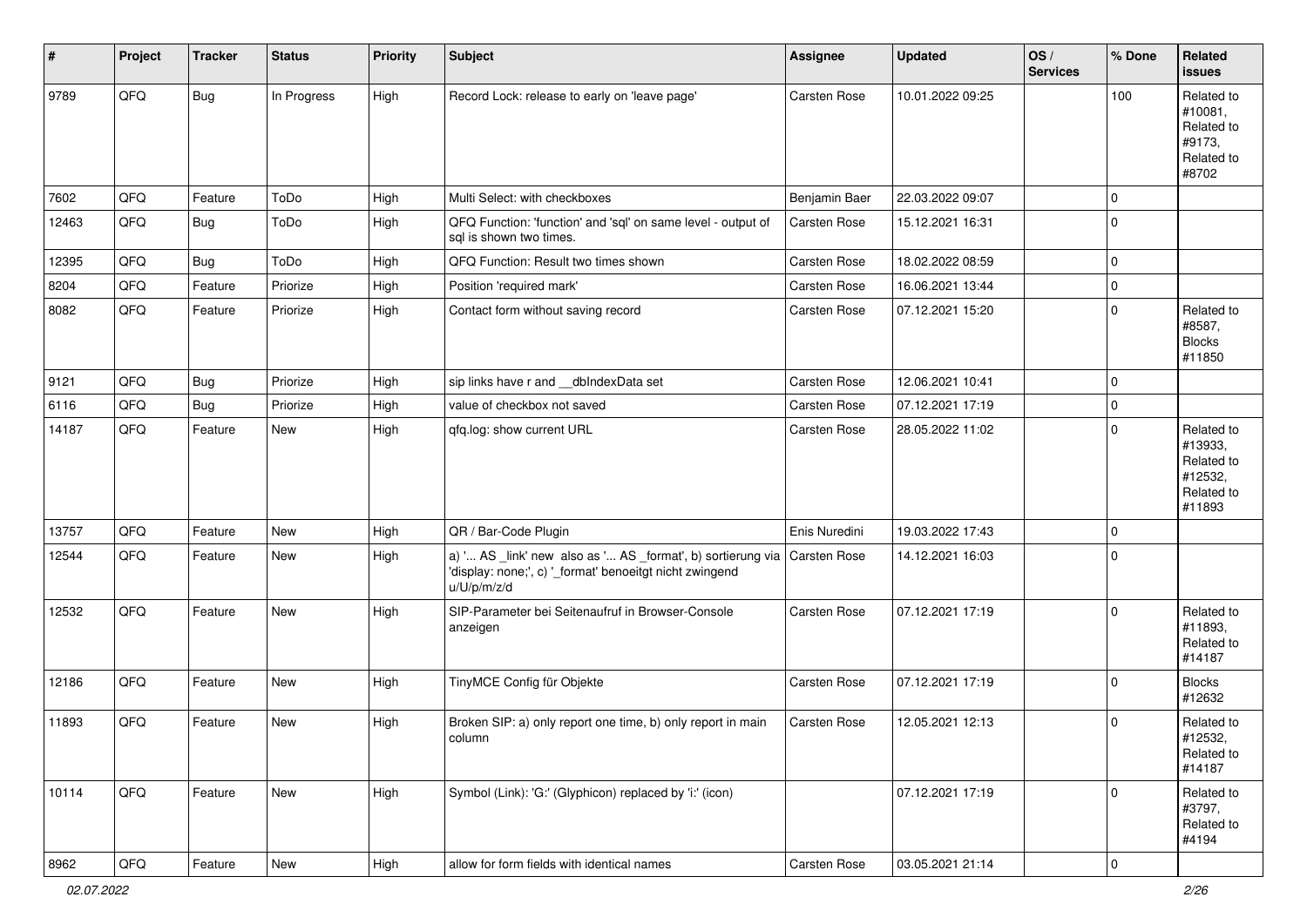| # | Project | Tracker | Status | Priority | Subject | Assignee | Updated | OS / Services | % Done | Related issues |
|---|---|---|---|---|---|---|---|---|---|---|
| 9789 | QFQ | Bug | In Progress | High | Record Lock: release to early on 'leave page' | Carsten Rose | 10.01.2022 09:25 | | 100 | Related to #10081, Related to #9173, Related to #8702 |
| 7602 | QFQ | Feature | ToDo | High | Multi Select: with checkboxes | Benjamin Baer | 22.03.2022 09:07 | | 0 | |
| 12463 | QFQ | Bug | ToDo | High | QFQ Function: 'function' and 'sql' on same level - output of sql is shown two times. | Carsten Rose | 15.12.2021 16:31 | | 0 | |
| 12395 | QFQ | Bug | ToDo | High | QFQ Function: Result two times shown | Carsten Rose | 18.02.2022 08:59 | | 0 | |
| 8204 | QFQ | Feature | Priorize | High | Position 'required mark' | Carsten Rose | 16.06.2021 13:44 | | 0 | |
| 8082 | QFQ | Feature | Priorize | High | Contact form without saving record | Carsten Rose | 07.12.2021 15:20 | | 0 | Related to #8587, Blocks #11850 |
| 9121 | QFQ | Bug | Priorize | High | sip links have r and __dbIndexData set | Carsten Rose | 12.06.2021 10:41 | | 0 | |
| 6116 | QFQ | Bug | Priorize | High | value of checkbox not saved | Carsten Rose | 07.12.2021 17:19 | | 0 | |
| 14187 | QFQ | Feature | New | High | qfq.log: show current URL | Carsten Rose | 28.05.2022 11:02 | | 0 | Related to #13933, Related to #12532, Related to #11893 |
| 13757 | QFQ | Feature | New | High | QR / Bar-Code Plugin | Enis Nuredini | 19.03.2022 17:43 | | 0 | |
| 12544 | QFQ | Feature | New | High | a) '... AS _link' new also as '... AS _format', b) sortierung via 'display: none;', c) '_format' benoeitgt nicht zwingend u/U/p/m/z/d | Carsten Rose | 14.12.2021 16:03 | | 0 | |
| 12532 | QFQ | Feature | New | High | SIP-Parameter bei Seitenaufruf in Browser-Console anzeigen | Carsten Rose | 07.12.2021 17:19 | | 0 | Related to #11893, Related to #14187 |
| 12186 | QFQ | Feature | New | High | TinyMCE Config für Objekte | Carsten Rose | 07.12.2021 17:19 | | 0 | Blocks #12632 |
| 11893 | QFQ | Feature | New | High | Broken SIP: a) only report one time, b) only report in main column | Carsten Rose | 12.05.2021 12:13 | | 0 | Related to #12532, Related to #14187 |
| 10114 | QFQ | Feature | New | High | Symbol (Link): 'G:' (Glyphicon) replaced by 'i:' (icon) | | 07.12.2021 17:19 | | 0 | Related to #3797, Related to #4194 |
| 8962 | QFQ | Feature | New | High | allow for form fields with identical names | Carsten Rose | 03.05.2021 21:14 | | 0 | |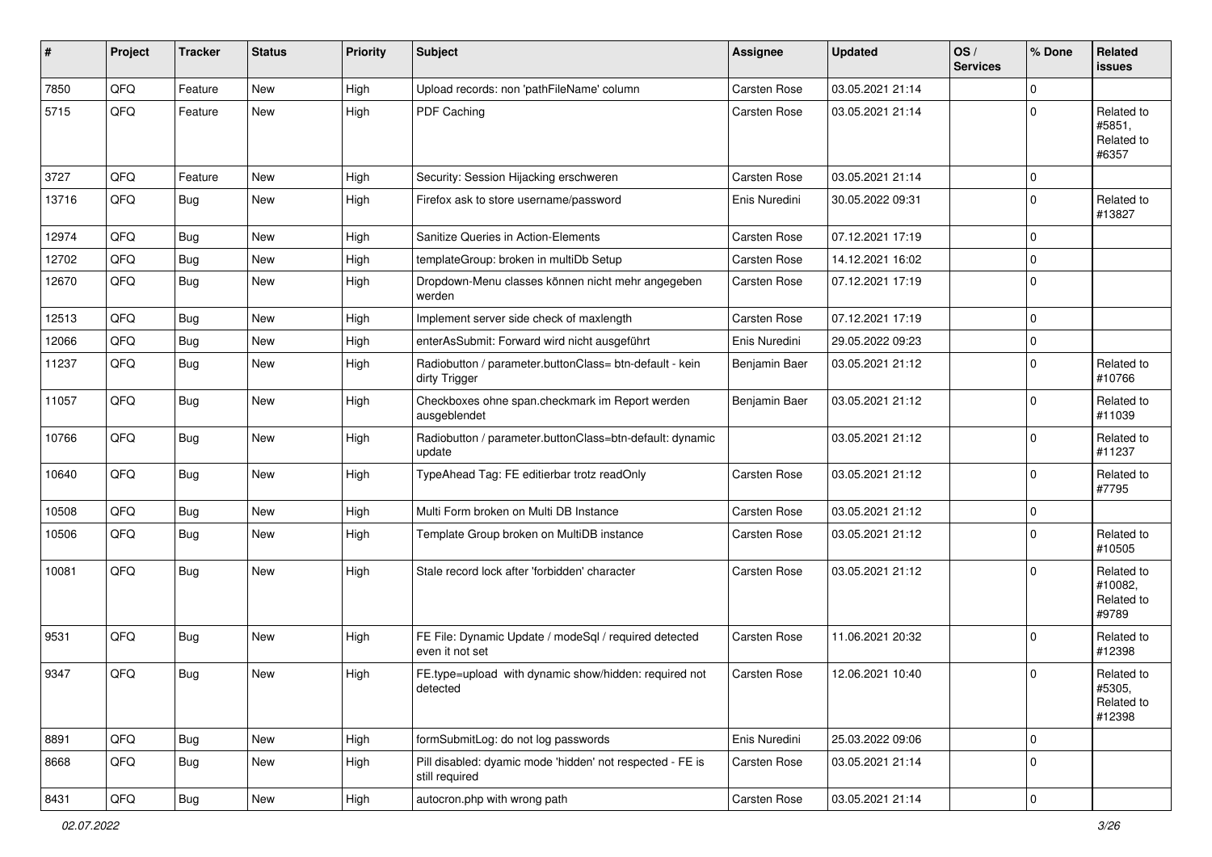| # | Project | Tracker | Status | Priority | Subject | Assignee | Updated | OS / Services | % Done | Related issues |
|---|---|---|---|---|---|---|---|---|---|---|
| 7850 | QFQ | Feature | New | High | Upload records: non 'pathFileName' column | Carsten Rose | 03.05.2021 21:14 | | 0 | |
| 5715 | QFQ | Feature | New | High | PDF Caching | Carsten Rose | 03.05.2021 21:14 | | 0 | Related to #5851, Related to #6357 |
| 3727 | QFQ | Feature | New | High | Security: Session Hijacking erschweren | Carsten Rose | 03.05.2021 21:14 | | 0 | |
| 13716 | QFQ | Bug | New | High | Firefox ask to store username/password | Enis Nuredini | 30.05.2022 09:31 | | 0 | Related to #13827 |
| 12974 | QFQ | Bug | New | High | Sanitize Queries in Action-Elements | Carsten Rose | 07.12.2021 17:19 | | 0 | |
| 12702 | QFQ | Bug | New | High | templateGroup: broken in multiDb Setup | Carsten Rose | 14.12.2021 16:02 | | 0 | |
| 12670 | QFQ | Bug | New | High | Dropdown-Menu classes können nicht mehr angegeben werden | Carsten Rose | 07.12.2021 17:19 | | 0 | |
| 12513 | QFQ | Bug | New | High | Implement server side check of maxlength | Carsten Rose | 07.12.2021 17:19 | | 0 | |
| 12066 | QFQ | Bug | New | High | enterAsSubmit: Forward wird nicht ausgeführt | Enis Nuredini | 29.05.2022 09:23 | | 0 | |
| 11237 | QFQ | Bug | New | High | Radiobutton / parameter.buttonClass= btn-default - kein dirty Trigger | Benjamin Baer | 03.05.2021 21:12 | | 0 | Related to #10766 |
| 11057 | QFQ | Bug | New | High | Checkboxes ohne span.checkmark im Report werden ausgeblendet | Benjamin Baer | 03.05.2021 21:12 | | 0 | Related to #11039 |
| 10766 | QFQ | Bug | New | High | Radiobutton / parameter.buttonClass=btn-default: dynamic update | | 03.05.2021 21:12 | | 0 | Related to #11237 |
| 10640 | QFQ | Bug | New | High | TypeAhead Tag: FE editierbar trotz readOnly | Carsten Rose | 03.05.2021 21:12 | | 0 | Related to #7795 |
| 10508 | QFQ | Bug | New | High | Multi Form broken on Multi DB Instance | Carsten Rose | 03.05.2021 21:12 | | 0 | |
| 10506 | QFQ | Bug | New | High | Template Group broken on MultiDB instance | Carsten Rose | 03.05.2021 21:12 | | 0 | Related to #10505 |
| 10081 | QFQ | Bug | New | High | Stale record lock after 'forbidden' character | Carsten Rose | 03.05.2021 21:12 | | 0 | Related to #10082, Related to #9789 |
| 9531 | QFQ | Bug | New | High | FE File: Dynamic Update / modeSql / required detected even it not set | Carsten Rose | 11.06.2021 20:32 | | 0 | Related to #12398 |
| 9347 | QFQ | Bug | New | High | FE.type=upload with dynamic show/hidden: required not detected | Carsten Rose | 12.06.2021 10:40 | | 0 | Related to #5305, Related to #12398 |
| 8891 | QFQ | Bug | New | High | formSubmitLog: do not log passwords | Enis Nuredini | 25.03.2022 09:06 | | 0 | |
| 8668 | QFQ | Bug | New | High | Pill disabled: dyamic mode 'hidden' not respected - FE is still required | Carsten Rose | 03.05.2021 21:14 | | 0 | |
| 8431 | QFQ | Bug | New | High | autocron.php with wrong path | Carsten Rose | 03.05.2021 21:14 | | 0 | |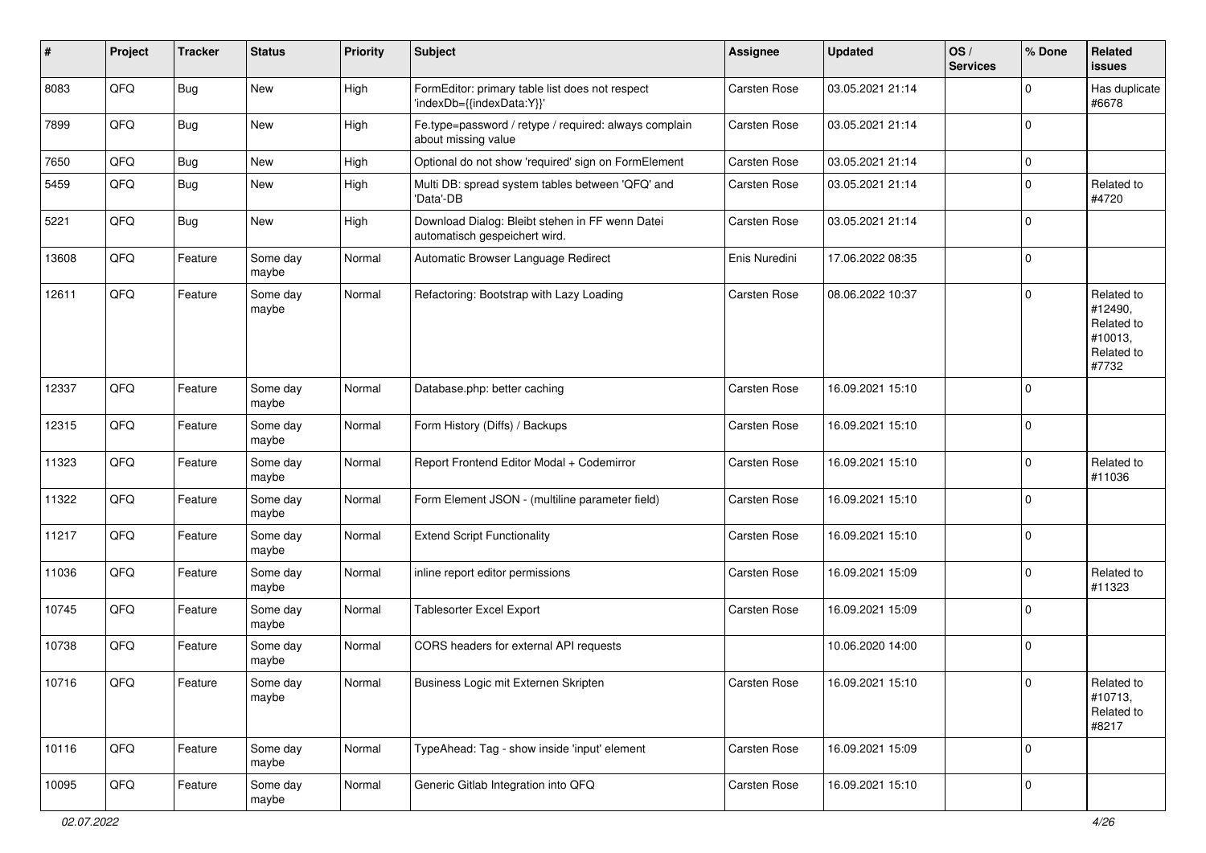| # | Project | Tracker | Status | Priority | Subject | Assignee | Updated | OS / Services | % Done | Related issues |
|---|---|---|---|---|---|---|---|---|---|---|
| 8083 | QFQ | Bug | New | High | FormEditor: primary table list does not respect 'indexDb={{indexData:Y}}' | Carsten Rose | 03.05.2021 21:14 | | 0 | Has duplicate #6678 |
| 7899 | QFQ | Bug | New | High | Fe.type=password / retype / required: always complain about missing value | Carsten Rose | 03.05.2021 21:14 | | 0 | |
| 7650 | QFQ | Bug | New | High | Optional do not show 'required' sign on FormElement | Carsten Rose | 03.05.2021 21:14 | | 0 | |
| 5459 | QFQ | Bug | New | High | Multi DB: spread system tables between 'QFQ' and 'Data'-DB | Carsten Rose | 03.05.2021 21:14 | | 0 | Related to #4720 |
| 5221 | QFQ | Bug | New | High | Download Dialog: Bleibt stehen in FF wenn Datei automatisch gespeichert wird. | Carsten Rose | 03.05.2021 21:14 | | 0 | |
| 13608 | QFQ | Feature | Some day maybe | Normal | Automatic Browser Language Redirect | Enis Nuredini | 17.06.2022 08:35 | | 0 | |
| 12611 | QFQ | Feature | Some day maybe | Normal | Refactoring: Bootstrap with Lazy Loading | Carsten Rose | 08.06.2022 10:37 | | 0 | Related to #12490, Related to #10013, Related to #7732 |
| 12337 | QFQ | Feature | Some day maybe | Normal | Database.php: better caching | Carsten Rose | 16.09.2021 15:10 | | 0 | |
| 12315 | QFQ | Feature | Some day maybe | Normal | Form History (Diffs) / Backups | Carsten Rose | 16.09.2021 15:10 | | 0 | |
| 11323 | QFQ | Feature | Some day maybe | Normal | Report Frontend Editor Modal + Codemirror | Carsten Rose | 16.09.2021 15:10 | | 0 | Related to #11036 |
| 11322 | QFQ | Feature | Some day maybe | Normal | Form Element JSON - (multiline parameter field) | Carsten Rose | 16.09.2021 15:10 | | 0 | |
| 11217 | QFQ | Feature | Some day maybe | Normal | Extend Script Functionality | Carsten Rose | 16.09.2021 15:10 | | 0 | |
| 11036 | QFQ | Feature | Some day maybe | Normal | inline report editor permissions | Carsten Rose | 16.09.2021 15:09 | | 0 | Related to #11323 |
| 10745 | QFQ | Feature | Some day maybe | Normal | Tablesorter Excel Export | Carsten Rose | 16.09.2021 15:09 | | 0 | |
| 10738 | QFQ | Feature | Some day maybe | Normal | CORS headers for external API requests | | 10.06.2020 14:00 | | 0 | |
| 10716 | QFQ | Feature | Some day maybe | Normal | Business Logic mit Externen Skripten | Carsten Rose | 16.09.2021 15:10 | | 0 | Related to #10713, Related to #8217 |
| 10116 | QFQ | Feature | Some day maybe | Normal | TypeAhead: Tag - show inside 'input' element | Carsten Rose | 16.09.2021 15:09 | | 0 | |
| 10095 | QFQ | Feature | Some day maybe | Normal | Generic Gitlab Integration into QFQ | Carsten Rose | 16.09.2021 15:10 | | 0 | |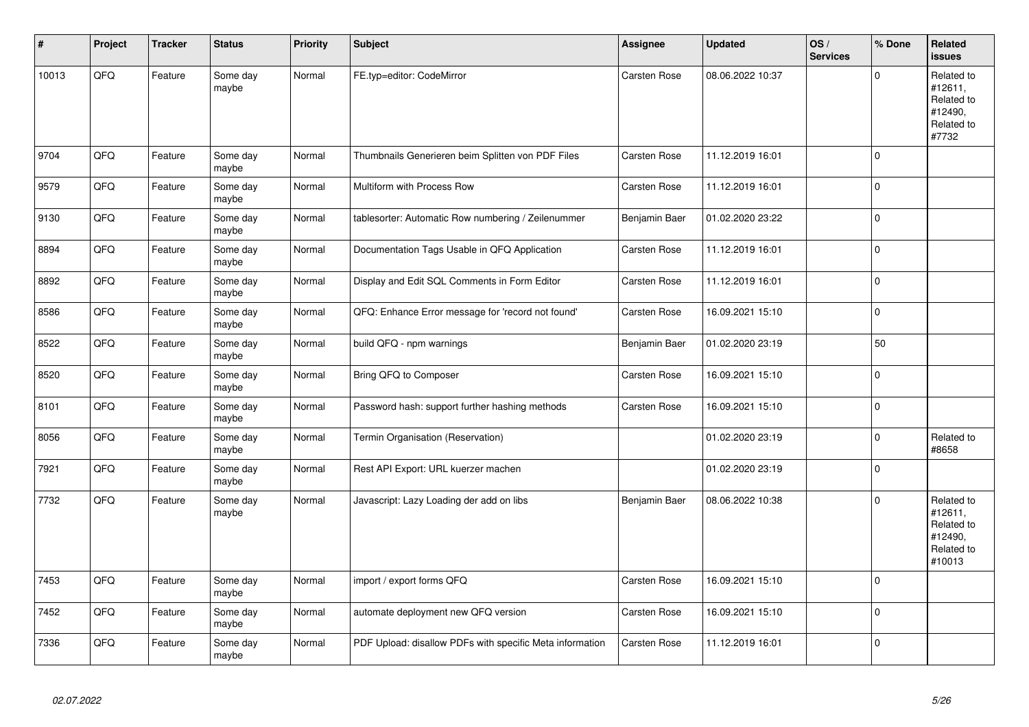| # | Project | Tracker | Status | Priority | Subject | Assignee | Updated | OS / Services | % Done | Related issues |
|---|---|---|---|---|---|---|---|---|---|---|
| 10013 | QFQ | Feature | Some day maybe | Normal | FE.typ=editor: CodeMirror | Carsten Rose | 08.06.2022 10:37 | | 0 | Related to #12611, Related to #12490, Related to #7732 |
| 9704 | QFQ | Feature | Some day maybe | Normal | Thumbnails Generieren beim Splitten von PDF Files | Carsten Rose | 11.12.2019 16:01 | | 0 | |
| 9579 | QFQ | Feature | Some day maybe | Normal | Multiform with Process Row | Carsten Rose | 11.12.2019 16:01 | | 0 | |
| 9130 | QFQ | Feature | Some day maybe | Normal | tablesorter: Automatic Row numbering / Zeilenummer | Benjamin Baer | 01.02.2020 23:22 | | 0 | |
| 8894 | QFQ | Feature | Some day maybe | Normal | Documentation Tags Usable in QFQ Application | Carsten Rose | 11.12.2019 16:01 | | 0 | |
| 8892 | QFQ | Feature | Some day maybe | Normal | Display and Edit SQL Comments in Form Editor | Carsten Rose | 11.12.2019 16:01 | | 0 | |
| 8586 | QFQ | Feature | Some day maybe | Normal | QFQ: Enhance Error message for 'record not found' | Carsten Rose | 16.09.2021 15:10 | | 0 | |
| 8522 | QFQ | Feature | Some day maybe | Normal | build QFQ - npm warnings | Benjamin Baer | 01.02.2020 23:19 | | 50 | |
| 8520 | QFQ | Feature | Some day maybe | Normal | Bring QFQ to Composer | Carsten Rose | 16.09.2021 15:10 | | 0 | |
| 8101 | QFQ | Feature | Some day maybe | Normal | Password hash: support further hashing methods | Carsten Rose | 16.09.2021 15:10 | | 0 | |
| 8056 | QFQ | Feature | Some day maybe | Normal | Termin Organisation (Reservation) | | 01.02.2020 23:19 | | 0 | Related to #8658 |
| 7921 | QFQ | Feature | Some day maybe | Normal | Rest API Export: URL kuerzer machen | | 01.02.2020 23:19 | | 0 | |
| 7732 | QFQ | Feature | Some day maybe | Normal | Javascript: Lazy Loading der add on libs | Benjamin Baer | 08.06.2022 10:38 | | 0 | Related to #12611, Related to #12490, Related to #10013 |
| 7453 | QFQ | Feature | Some day maybe | Normal | import / export forms QFQ | Carsten Rose | 16.09.2021 15:10 | | 0 | |
| 7452 | QFQ | Feature | Some day maybe | Normal | automate deployment new QFQ version | Carsten Rose | 16.09.2021 15:10 | | 0 | |
| 7336 | QFQ | Feature | Some day maybe | Normal | PDF Upload: disallow PDFs with specific Meta information | Carsten Rose | 11.12.2019 16:01 | | 0 | |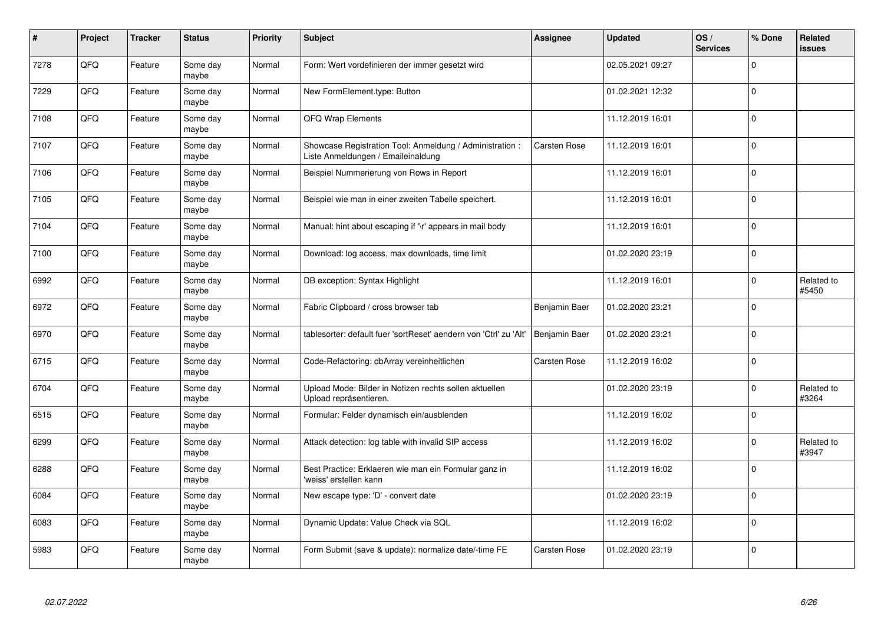| # | Project | Tracker | Status | Priority | Subject | Assignee | Updated | OS / Services | % Done | Related issues |
|---|---|---|---|---|---|---|---|---|---|---|
| 7278 | QFQ | Feature | Some day maybe | Normal | Form: Wert vordefinieren der immer gesetzt wird | | 02.05.2021 09:27 | | 0 | |
| 7229 | QFQ | Feature | Some day maybe | Normal | New FormElement.type: Button | | 01.02.2021 12:32 | | 0 | |
| 7108 | QFQ | Feature | Some day maybe | Normal | QFQ Wrap Elements | | 11.12.2019 16:01 | | 0 | |
| 7107 | QFQ | Feature | Some day maybe | Normal | Showcase Registration Tool: Anmeldung / Administration : Liste Anmeldungen / Emaileinaldung | Carsten Rose | 11.12.2019 16:01 | | 0 | |
| 7106 | QFQ | Feature | Some day maybe | Normal | Beispiel Nummerierung von Rows in Report | | 11.12.2019 16:01 | | 0 | |
| 7105 | QFQ | Feature | Some day maybe | Normal | Beispiel wie man in einer zweiten Tabelle speichert. | | 11.12.2019 16:01 | | 0 | |
| 7104 | QFQ | Feature | Some day maybe | Normal | Manual: hint about escaping if '\r' appears in mail body | | 11.12.2019 16:01 | | 0 | |
| 7100 | QFQ | Feature | Some day maybe | Normal | Download: log access, max downloads, time limit | | 01.02.2020 23:19 | | 0 | |
| 6992 | QFQ | Feature | Some day maybe | Normal | DB exception: Syntax Highlight | | 11.12.2019 16:01 | | 0 | Related to #5450 |
| 6972 | QFQ | Feature | Some day maybe | Normal | Fabric Clipboard / cross browser tab | Benjamin Baer | 01.02.2020 23:21 | | 0 | |
| 6970 | QFQ | Feature | Some day maybe | Normal | tablesorter: default fuer 'sortReset' aendern von 'Ctrl' zu 'Alt' | Benjamin Baer | 01.02.2020 23:21 | | 0 | |
| 6715 | QFQ | Feature | Some day maybe | Normal | Code-Refactoring: dbArray vereinheitlichen | Carsten Rose | 11.12.2019 16:02 | | 0 | |
| 6704 | QFQ | Feature | Some day maybe | Normal | Upload Mode: Bilder in Notizen rechts sollen aktuellen Upload repräsentieren. | | 01.02.2020 23:19 | | 0 | Related to #3264 |
| 6515 | QFQ | Feature | Some day maybe | Normal | Formular: Felder dynamisch ein/ausblenden | | 11.12.2019 16:02 | | 0 | |
| 6299 | QFQ | Feature | Some day maybe | Normal | Attack detection: log table with invalid SIP access | | 11.12.2019 16:02 | | 0 | Related to #3947 |
| 6288 | QFQ | Feature | Some day maybe | Normal | Best Practice: Erklaeren wie man ein Formular ganz in 'weiss' erstellen kann | | 11.12.2019 16:02 | | 0 | |
| 6084 | QFQ | Feature | Some day maybe | Normal | New escape type: 'D' - convert date | | 01.02.2020 23:19 | | 0 | |
| 6083 | QFQ | Feature | Some day maybe | Normal | Dynamic Update: Value Check via SQL | | 11.12.2019 16:02 | | 0 | |
| 5983 | QFQ | Feature | Some day maybe | Normal | Form Submit (save & update): normalize date/-time FE | Carsten Rose | 01.02.2020 23:19 | | 0 | |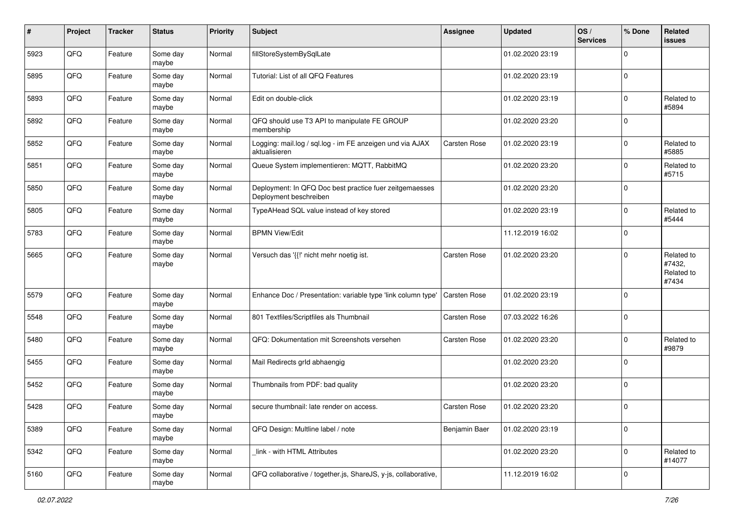| # | Project | Tracker | Status | Priority | Subject | Assignee | Updated | OS / Services | % Done | Related issues |
|---|---|---|---|---|---|---|---|---|---|---|
| 5923 | QFQ | Feature | Some day maybe | Normal | fillStoreSystemBySqlLate | | 01.02.2020 23:19 | | 0 | |
| 5895 | QFQ | Feature | Some day maybe | Normal | Tutorial: List of all QFQ Features | | 01.02.2020 23:19 | | 0 | |
| 5893 | QFQ | Feature | Some day maybe | Normal | Edit on double-click | | 01.02.2020 23:19 | | 0 | Related to #5894 |
| 5892 | QFQ | Feature | Some day maybe | Normal | QFQ should use T3 API to manipulate FE GROUP membership | | 01.02.2020 23:20 | | 0 | |
| 5852 | QFQ | Feature | Some day maybe | Normal | Logging: mail.log / sql.log - im FE anzeigen und via AJAX aktualisieren | Carsten Rose | 01.02.2020 23:19 | | 0 | Related to #5885 |
| 5851 | QFQ | Feature | Some day maybe | Normal | Queue System implementieren: MQTT, RabbitMQ | | 01.02.2020 23:20 | | 0 | Related to #5715 |
| 5850 | QFQ | Feature | Some day maybe | Normal | Deployment: In QFQ Doc best practice fuer zeitgemaesses Deployment beschreiben | | 01.02.2020 23:20 | | 0 | |
| 5805 | QFQ | Feature | Some day maybe | Normal | TypeAHead SQL value instead of key stored | | 01.02.2020 23:19 | | 0 | Related to #5444 |
| 5783 | QFQ | Feature | Some day maybe | Normal | BPMN View/Edit | | 11.12.2019 16:02 | | 0 | |
| 5665 | QFQ | Feature | Some day maybe | Normal | Versuch das '{{!' nicht mehr noetig ist. | Carsten Rose | 01.02.2020 23:20 | | 0 | Related to #7432, Related to #7434 |
| 5579 | QFQ | Feature | Some day maybe | Normal | Enhance Doc / Presentation: variable type 'link column type' | Carsten Rose | 01.02.2020 23:19 | | 0 | |
| 5548 | QFQ | Feature | Some day maybe | Normal | 801 Textfiles/Scriptfiles als Thumbnail | Carsten Rose | 07.03.2022 16:26 | | 0 | |
| 5480 | QFQ | Feature | Some day maybe | Normal | QFQ: Dokumentation mit Screenshots versehen | Carsten Rose | 01.02.2020 23:20 | | 0 | Related to #9879 |
| 5455 | QFQ | Feature | Some day maybe | Normal | Mail Redirects grId abhaengig | | 01.02.2020 23:20 | | 0 | |
| 5452 | QFQ | Feature | Some day maybe | Normal | Thumbnails from PDF: bad quality | | 01.02.2020 23:20 | | 0 | |
| 5428 | QFQ | Feature | Some day maybe | Normal | secure thumbnail: late render on access. | Carsten Rose | 01.02.2020 23:20 | | 0 | |
| 5389 | QFQ | Feature | Some day maybe | Normal | QFQ Design: Multline label / note | Benjamin Baer | 01.02.2020 23:19 | | 0 | |
| 5342 | QFQ | Feature | Some day maybe | Normal | _link - with HTML Attributes | | 01.02.2020 23:20 | | 0 | Related to #14077 |
| 5160 | QFQ | Feature | Some day maybe | Normal | QFQ collaborative / together.js, ShareJS, y-js, collaborative, | | 11.12.2019 16:02 | | 0 | |

*02.07.2022*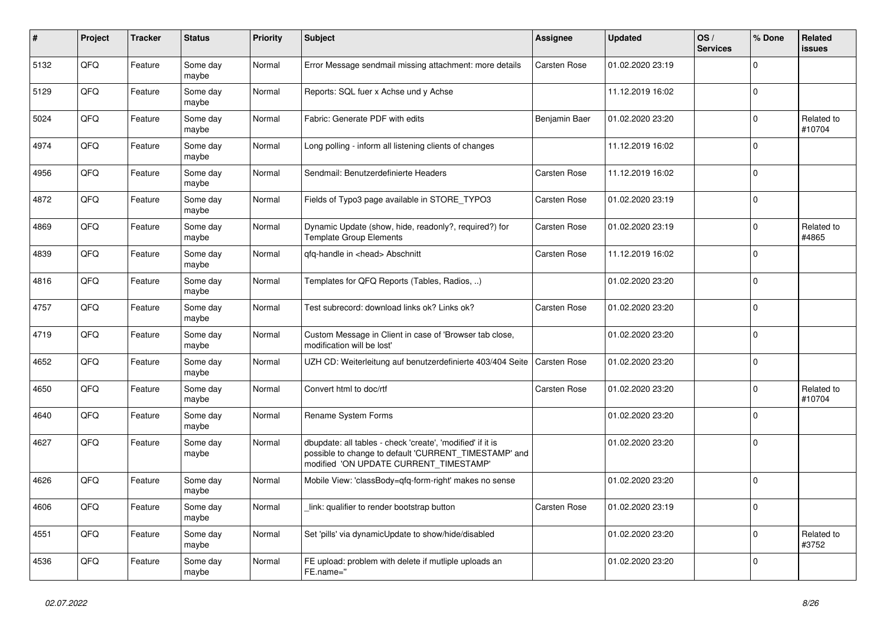| # | Project | Tracker | Status | Priority | Subject | Assignee | Updated | OS / Services | % Done | Related issues |
|---|---|---|---|---|---|---|---|---|---|---|
| 5132 | QFQ | Feature | Some day maybe | Normal | Error Message sendmail missing attachment: more details | Carsten Rose | 01.02.2020 23:19 | | 0 | |
| 5129 | QFQ | Feature | Some day maybe | Normal | Reports: SQL fuer x Achse und y Achse | | 11.12.2019 16:02 | | 0 | |
| 5024 | QFQ | Feature | Some day maybe | Normal | Fabric: Generate PDF with edits | Benjamin Baer | 01.02.2020 23:20 | | 0 | Related to #10704 |
| 4974 | QFQ | Feature | Some day maybe | Normal | Long polling - inform all listening clients of changes | | 11.12.2019 16:02 | | 0 | |
| 4956 | QFQ | Feature | Some day maybe | Normal | Sendmail: Benutzerdefinierte Headers | Carsten Rose | 11.12.2019 16:02 | | 0 | |
| 4872 | QFQ | Feature | Some day maybe | Normal | Fields of Typo3 page available in STORE_TYPO3 | Carsten Rose | 01.02.2020 23:19 | | 0 | |
| 4869 | QFQ | Feature | Some day maybe | Normal | Dynamic Update (show, hide, readonly?, required?) for Template Group Elements | Carsten Rose | 01.02.2020 23:19 | | 0 | Related to #4865 |
| 4839 | QFQ | Feature | Some day maybe | Normal | qfq-handle in <head> Abschnitt | Carsten Rose | 11.12.2019 16:02 | | 0 | |
| 4816 | QFQ | Feature | Some day maybe | Normal | Templates for QFQ Reports (Tables, Radios, ..) | | 01.02.2020 23:20 | | 0 | |
| 4757 | QFQ | Feature | Some day maybe | Normal | Test subrecord: download links ok? Links ok? | Carsten Rose | 01.02.2020 23:20 | | 0 | |
| 4719 | QFQ | Feature | Some day maybe | Normal | Custom Message in Client in case of 'Browser tab close, modification will be lost' | | 01.02.2020 23:20 | | 0 | |
| 4652 | QFQ | Feature | Some day maybe | Normal | UZH CD: Weiterleitung auf benutzerdefinierte 403/404 Seite | Carsten Rose | 01.02.2020 23:20 | | 0 | |
| 4650 | QFQ | Feature | Some day maybe | Normal | Convert html to doc/rtf | Carsten Rose | 01.02.2020 23:20 | | 0 | Related to #10704 |
| 4640 | QFQ | Feature | Some day maybe | Normal | Rename System Forms | | 01.02.2020 23:20 | | 0 | |
| 4627 | QFQ | Feature | Some day maybe | Normal | dbupdate: all tables - check 'create', 'modified' if it is possible to change to default 'CURRENT_TIMESTAMP' and modified 'ON UPDATE CURRENT_TIMESTAMP' | | 01.02.2020 23:20 | | 0 | |
| 4626 | QFQ | Feature | Some day maybe | Normal | Mobile View: 'classBody=qfq-form-right' makes no sense | | 01.02.2020 23:20 | | 0 | |
| 4606 | QFQ | Feature | Some day maybe | Normal | _link: qualifier to render bootstrap button | Carsten Rose | 01.02.2020 23:19 | | 0 | |
| 4551 | QFQ | Feature | Some day maybe | Normal | Set 'pills' via dynamicUpdate to show/hide/disabled | | 01.02.2020 23:20 | | 0 | Related to #3752 |
| 4536 | QFQ | Feature | Some day maybe | Normal | FE upload: problem with delete if mutliple uploads an FE.name='' | | 01.02.2020 23:20 | | 0 | |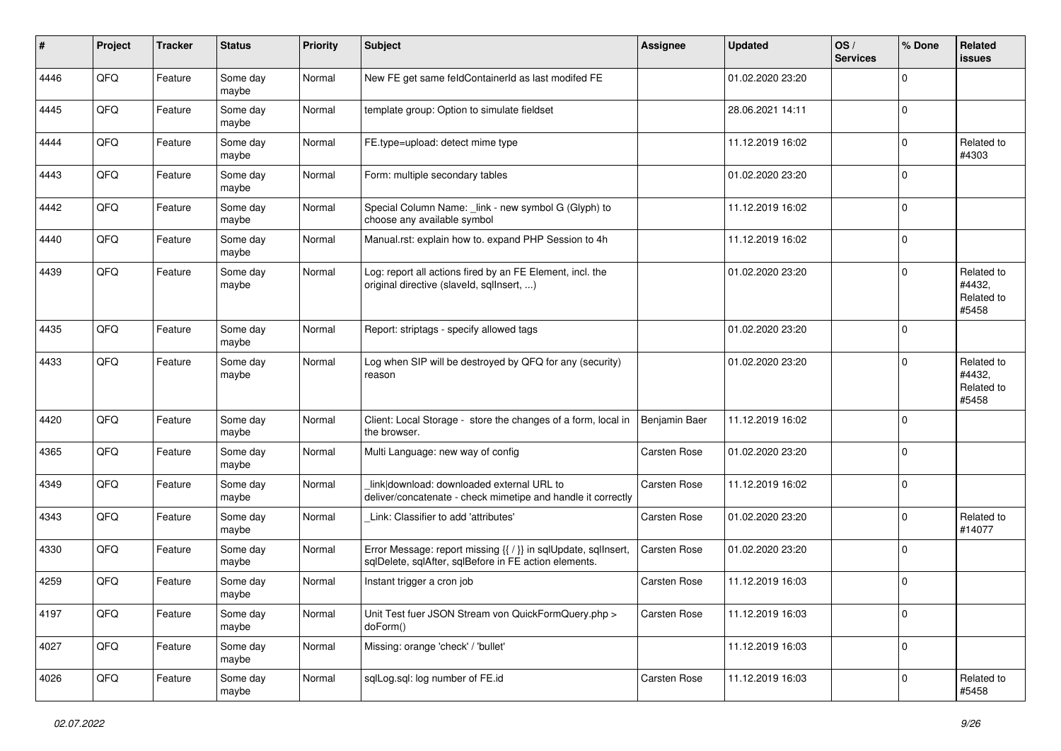| # | Project | Tracker | Status | Priority | Subject | Assignee | Updated | OS / Services | % Done | Related issues |
|---|---|---|---|---|---|---|---|---|---|---|
| 4446 | QFQ | Feature | Some day maybe | Normal | New FE get same feldContainerId as last modifed FE | | 01.02.2020 23:20 | | 0 | |
| 4445 | QFQ | Feature | Some day maybe | Normal | template group: Option to simulate fieldset | | 28.06.2021 14:11 | | 0 | |
| 4444 | QFQ | Feature | Some day maybe | Normal | FE.type=upload: detect mime type | | 11.12.2019 16:02 | | 0 | Related to #4303 |
| 4443 | QFQ | Feature | Some day maybe | Normal | Form: multiple secondary tables | | 01.02.2020 23:20 | | 0 | |
| 4442 | QFQ | Feature | Some day maybe | Normal | Special Column Name: _link - new symbol G (Glyph) to choose any available symbol | | 11.12.2019 16:02 | | 0 | |
| 4440 | QFQ | Feature | Some day maybe | Normal | Manual.rst: explain how to. expand PHP Session to 4h | | 11.12.2019 16:02 | | 0 | |
| 4439 | QFQ | Feature | Some day maybe | Normal | Log: report all actions fired by an FE Element, incl. the original directive (slaveId, sqlInsert, ...) | | 01.02.2020 23:20 | | 0 | Related to #4432, Related to #5458 |
| 4435 | QFQ | Feature | Some day maybe | Normal | Report: striptags - specify allowed tags | | 01.02.2020 23:20 | | 0 | |
| 4433 | QFQ | Feature | Some day maybe | Normal | Log when SIP will be destroyed by QFQ for any (security) reason | | 01.02.2020 23:20 | | 0 | Related to #4432, Related to #5458 |
| 4420 | QFQ | Feature | Some day maybe | Normal | Client: Local Storage - store the changes of a form, local in the browser. | Benjamin Baer | 11.12.2019 16:02 | | 0 | |
| 4365 | QFQ | Feature | Some day maybe | Normal | Multi Language: new way of config | Carsten Rose | 01.02.2020 23:20 | | 0 | |
| 4349 | QFQ | Feature | Some day maybe | Normal | link\|download: downloaded external URL to deliver/concatenate - check mimetipe and handle it correctly | Carsten Rose | 11.12.2019 16:02 | | 0 | |
| 4343 | QFQ | Feature | Some day maybe | Normal | _Link: Classifier to add 'attributes' | Carsten Rose | 01.02.2020 23:20 | | 0 | Related to #14077 |
| 4330 | QFQ | Feature | Some day maybe | Normal | Error Message: report missing {{ / }} in sqlUpdate, sqlInsert, sqlDelete, sqlAfter, sqlBefore in FE action elements. | Carsten Rose | 01.02.2020 23:20 | | 0 | |
| 4259 | QFQ | Feature | Some day maybe | Normal | Instant trigger a cron job | Carsten Rose | 11.12.2019 16:03 | | 0 | |
| 4197 | QFQ | Feature | Some day maybe | Normal | Unit Test fuer JSON Stream von QuickFormQuery.php > doForm() | Carsten Rose | 11.12.2019 16:03 | | 0 | |
| 4027 | QFQ | Feature | Some day maybe | Normal | Missing: orange 'check' / 'bullet' | | 11.12.2019 16:03 | | 0 | |
| 4026 | QFQ | Feature | Some day maybe | Normal | sqlLog.sql: log number of FE.id | Carsten Rose | 11.12.2019 16:03 | | 0 | Related to #5458 |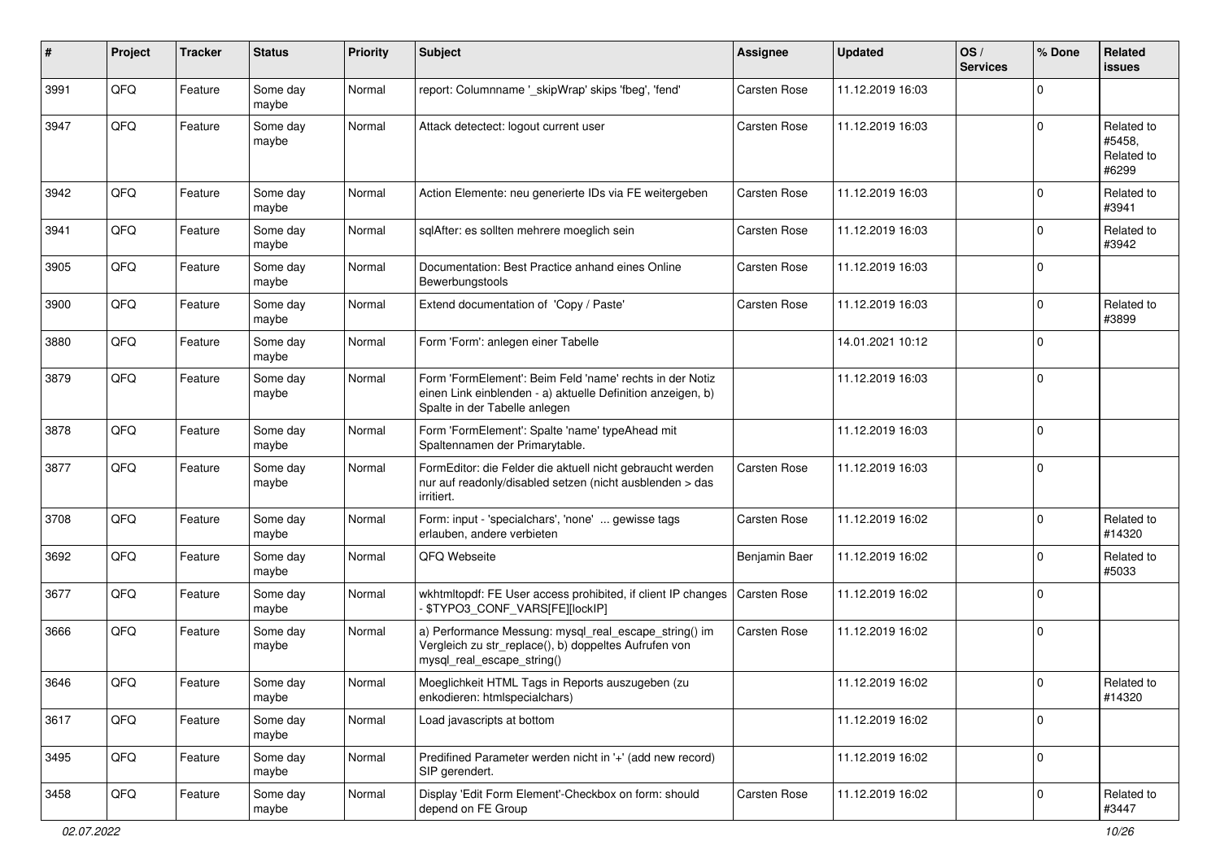| # | Project | Tracker | Status | Priority | Subject | Assignee | Updated | OS / Services | % Done | Related issues |
|---|---|---|---|---|---|---|---|---|---|---|
| 3991 | QFQ | Feature | Some day maybe | Normal | report: Columnname '_skipWrap' skips 'fbeg', 'fend' | Carsten Rose | 11.12.2019 16:03 | | 0 | |
| 3947 | QFQ | Feature | Some day maybe | Normal | Attack detectect: logout current user | Carsten Rose | 11.12.2019 16:03 | | 0 | Related to #5458, Related to #6299 |
| 3942 | QFQ | Feature | Some day maybe | Normal | Action Elemente: neu generierte IDs via FE weitergeben | Carsten Rose | 11.12.2019 16:03 | | 0 | Related to #3941 |
| 3941 | QFQ | Feature | Some day maybe | Normal | sqlAfter: es sollten mehrere moeglich sein | Carsten Rose | 11.12.2019 16:03 | | 0 | Related to #3942 |
| 3905 | QFQ | Feature | Some day maybe | Normal | Documentation: Best Practice anhand eines Online Bewerbungstools | Carsten Rose | 11.12.2019 16:03 | | 0 | |
| 3900 | QFQ | Feature | Some day maybe | Normal | Extend documentation of 'Copy / Paste' | Carsten Rose | 11.12.2019 16:03 | | 0 | Related to #3899 |
| 3880 | QFQ | Feature | Some day maybe | Normal | Form 'Form': anlegen einer Tabelle | | 14.01.2021 10:12 | | 0 | |
| 3879 | QFQ | Feature | Some day maybe | Normal | Form 'FormElement': Beim Feld 'name' rechts in der Notiz einen Link einblenden - a) aktuelle Definition anzeigen, b) Spalte in der Tabelle anlegen | | 11.12.2019 16:03 | | 0 | |
| 3878 | QFQ | Feature | Some day maybe | Normal | Form 'FormElement': Spalte 'name' typeAhead mit Spaltennamen der Primarytable. | | 11.12.2019 16:03 | | 0 | |
| 3877 | QFQ | Feature | Some day maybe | Normal | FormEditor: die Felder die aktuell nicht gebraucht werden nur auf readonly/disabled setzen (nicht ausblenden > das irritiert. | Carsten Rose | 11.12.2019 16:03 | | 0 | |
| 3708 | QFQ | Feature | Some day maybe | Normal | Form: input - 'specialchars', 'none' ... gewisse tags erlauben, andere verbieten | Carsten Rose | 11.12.2019 16:02 | | 0 | Related to #14320 |
| 3692 | QFQ | Feature | Some day maybe | Normal | QFQ Webseite | Benjamin Baer | 11.12.2019 16:02 | | 0 | Related to #5033 |
| 3677 | QFQ | Feature | Some day maybe | Normal | wkhtmltopdf: FE User access prohibited, if client IP changes - $TYPO3_CONF_VARS[FE][lockIP] | Carsten Rose | 11.12.2019 16:02 | | 0 | |
| 3666 | QFQ | Feature | Some day maybe | Normal | a) Performance Messung: mysql_real_escape_string() im Vergleich zu str_replace(), b) doppeltes Aufrufen von mysql_real_escape_string() | Carsten Rose | 11.12.2019 16:02 | | 0 | |
| 3646 | QFQ | Feature | Some day maybe | Normal | Moeglichkeit HTML Tags in Reports auszugeben (zu enkodieren: htmlspecialchars) | | 11.12.2019 16:02 | | 0 | Related to #14320 |
| 3617 | QFQ | Feature | Some day maybe | Normal | Load javascripts at bottom | | 11.12.2019 16:02 | | 0 | |
| 3495 | QFQ | Feature | Some day maybe | Normal | Predifined Parameter werden nicht in '+' (add new record) SIP gerendert. | | 11.12.2019 16:02 | | 0 | |
| 3458 | QFQ | Feature | Some day maybe | Normal | Display 'Edit Form Element'-Checkbox on form: should depend on FE Group | Carsten Rose | 11.12.2019 16:02 | | 0 | Related to #3447 |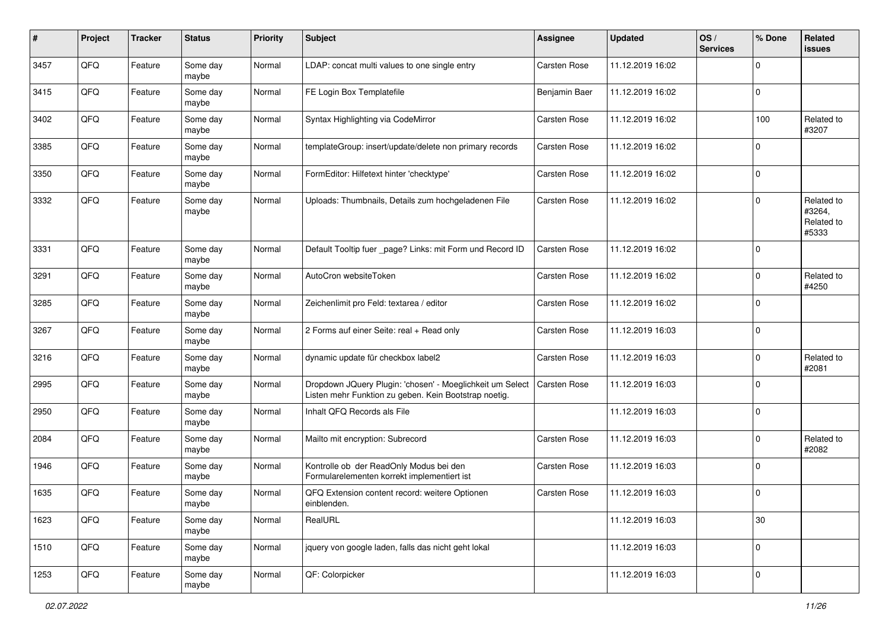| # | Project | Tracker | Status | Priority | Subject | Assignee | Updated | OS / Services | % Done | Related issues |
|---|---|---|---|---|---|---|---|---|---|---|
| 3457 | QFQ | Feature | Some day maybe | Normal | LDAP: concat multi values to one single entry | Carsten Rose | 11.12.2019 16:02 | | 0 | |
| 3415 | QFQ | Feature | Some day maybe | Normal | FE Login Box Templatefile | Benjamin Baer | 11.12.2019 16:02 | | 0 | |
| 3402 | QFQ | Feature | Some day maybe | Normal | Syntax Highlighting via CodeMirror | Carsten Rose | 11.12.2019 16:02 | | 100 | Related to #3207 |
| 3385 | QFQ | Feature | Some day maybe | Normal | templateGroup: insert/update/delete non primary records | Carsten Rose | 11.12.2019 16:02 | | 0 | |
| 3350 | QFQ | Feature | Some day maybe | Normal | FormEditor: Hilfetext hinter 'checktype' | Carsten Rose | 11.12.2019 16:02 | | 0 | |
| 3332 | QFQ | Feature | Some day maybe | Normal | Uploads: Thumbnails, Details zum hochgeladenen File | Carsten Rose | 11.12.2019 16:02 | | 0 | Related to #3264, Related to #5333 |
| 3331 | QFQ | Feature | Some day maybe | Normal | Default Tooltip fuer _page? Links: mit Form und Record ID | Carsten Rose | 11.12.2019 16:02 | | 0 | |
| 3291 | QFQ | Feature | Some day maybe | Normal | AutoCron websiteToken | Carsten Rose | 11.12.2019 16:02 | | 0 | Related to #4250 |
| 3285 | QFQ | Feature | Some day maybe | Normal | Zeichenlimit pro Feld: textarea / editor | Carsten Rose | 11.12.2019 16:02 | | 0 | |
| 3267 | QFQ | Feature | Some day maybe | Normal | 2 Forms auf einer Seite: real + Read only | Carsten Rose | 11.12.2019 16:03 | | 0 | |
| 3216 | QFQ | Feature | Some day maybe | Normal | dynamic update für checkbox label2 | Carsten Rose | 11.12.2019 16:03 | | 0 | Related to #2081 |
| 2995 | QFQ | Feature | Some day maybe | Normal | Dropdown JQuery Plugin: 'chosen' - Moeglichkeit um Select Listen mehr Funktion zu geben. Kein Bootstrap noetig. | Carsten Rose | 11.12.2019 16:03 | | 0 | |
| 2950 | QFQ | Feature | Some day maybe | Normal | Inhalt QFQ Records als File | | 11.12.2019 16:03 | | 0 | |
| 2084 | QFQ | Feature | Some day maybe | Normal | Mailto mit encryption: Subrecord | Carsten Rose | 11.12.2019 16:03 | | 0 | Related to #2082 |
| 1946 | QFQ | Feature | Some day maybe | Normal | Kontrolle ob der ReadOnly Modus bei den Formularelementen korrekt implementiert ist | Carsten Rose | 11.12.2019 16:03 | | 0 | |
| 1635 | QFQ | Feature | Some day maybe | Normal | QFQ Extension content record: weitere Optionen einblenden. | Carsten Rose | 11.12.2019 16:03 | | 0 | |
| 1623 | QFQ | Feature | Some day maybe | Normal | RealURL | | 11.12.2019 16:03 | | 30 | |
| 1510 | QFQ | Feature | Some day maybe | Normal | jquery von google laden, falls das nicht geht lokal | | 11.12.2019 16:03 | | 0 | |
| 1253 | QFQ | Feature | Some day maybe | Normal | QF: Colorpicker | | 11.12.2019 16:03 | | 0 | |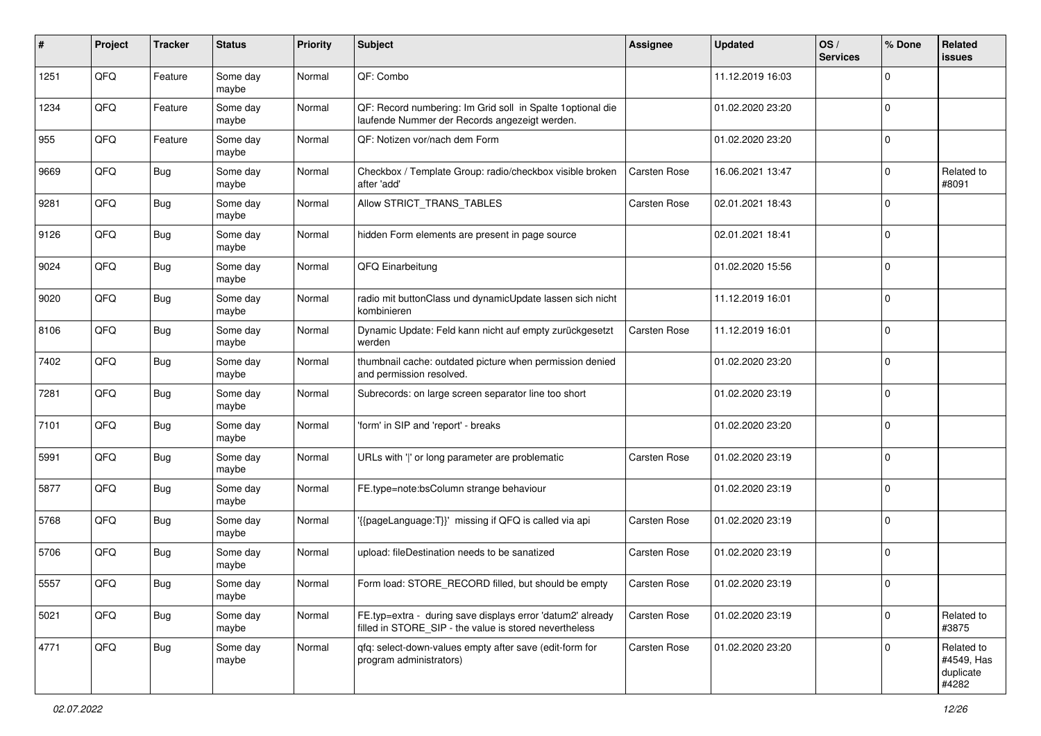| # | Project | Tracker | Status | Priority | Subject | Assignee | Updated | OS / Services | % Done | Related issues |
|---|---|---|---|---|---|---|---|---|---|---|
| 1251 | QFQ | Feature | Some day maybe | Normal | QF: Combo | | 11.12.2019 16:03 | | 0 | |
| 1234 | QFQ | Feature | Some day maybe | Normal | QF: Record numbering: Im Grid soll in Spalte 1optional die laufende Nummer der Records angezeigt werden. | | 01.02.2020 23:20 | | 0 | |
| 955 | QFQ | Feature | Some day maybe | Normal | QF: Notizen vor/nach dem Form | | 01.02.2020 23:20 | | 0 | |
| 9669 | QFQ | Bug | Some day maybe | Normal | Checkbox / Template Group: radio/checkbox visible broken after 'add' | Carsten Rose | 16.06.2021 13:47 | | 0 | Related to #8091 |
| 9281 | QFQ | Bug | Some day maybe | Normal | Allow STRICT_TRANS_TABLES | Carsten Rose | 02.01.2021 18:43 | | 0 | |
| 9126 | QFQ | Bug | Some day maybe | Normal | hidden Form elements are present in page source | | 02.01.2021 18:41 | | 0 | |
| 9024 | QFQ | Bug | Some day maybe | Normal | QFQ Einarbeitung | | 01.02.2020 15:56 | | 0 | |
| 9020 | QFQ | Bug | Some day maybe | Normal | radio mit buttonClass und dynamicUpdate lassen sich nicht kombinieren | | 11.12.2019 16:01 | | 0 | |
| 8106 | QFQ | Bug | Some day maybe | Normal | Dynamic Update: Feld kann nicht auf empty zurückgesetzt werden | Carsten Rose | 11.12.2019 16:01 | | 0 | |
| 7402 | QFQ | Bug | Some day maybe | Normal | thumbnail cache: outdated picture when permission denied and permission resolved. | | 01.02.2020 23:20 | | 0 | |
| 7281 | QFQ | Bug | Some day maybe | Normal | Subrecords: on large screen separator line too short | | 01.02.2020 23:19 | | 0 | |
| 7101 | QFQ | Bug | Some day maybe | Normal | 'form' in SIP and 'report' - breaks | | 01.02.2020 23:20 | | 0 | |
| 5991 | QFQ | Bug | Some day maybe | Normal | URLs with '\|' or long parameter are problematic | Carsten Rose | 01.02.2020 23:19 | | 0 | |
| 5877 | QFQ | Bug | Some day maybe | Normal | FE.type=note:bsColumn strange behaviour | | 01.02.2020 23:19 | | 0 | |
| 5768 | QFQ | Bug | Some day maybe | Normal | '{{pageLanguage:T}}' missing if QFQ is called via api | Carsten Rose | 01.02.2020 23:19 | | 0 | |
| 5706 | QFQ | Bug | Some day maybe | Normal | upload: fileDestination needs to be sanatized | Carsten Rose | 01.02.2020 23:19 | | 0 | |
| 5557 | QFQ | Bug | Some day maybe | Normal | Form load: STORE_RECORD filled, but should be empty | Carsten Rose | 01.02.2020 23:19 | | 0 | |
| 5021 | QFQ | Bug | Some day maybe | Normal | FE.typ=extra - during save displays error 'datum2' already filled in STORE_SIP - the value is stored nevertheless | Carsten Rose | 01.02.2020 23:19 | | 0 | Related to #3875 |
| 4771 | QFQ | Bug | Some day maybe | Normal | qfq: select-down-values empty after save (edit-form for program administrators) | Carsten Rose | 01.02.2020 23:20 | | 0 | Related to #4549, Has duplicate #4282 |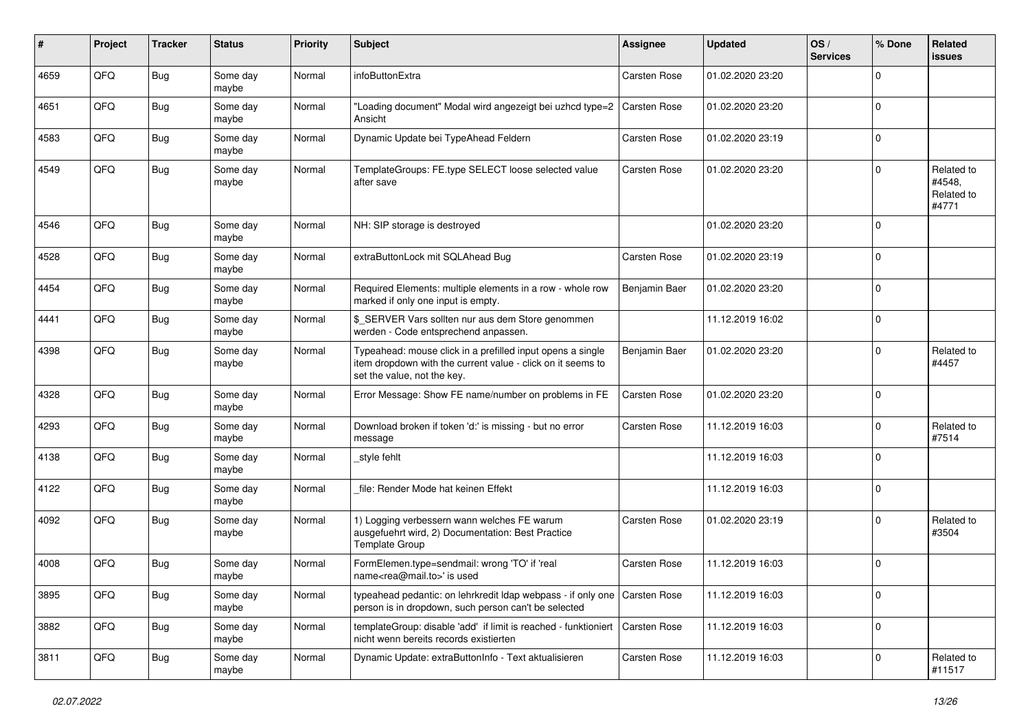| # | Project | Tracker | Status | Priority | Subject | Assignee | Updated | OS / Services | % Done | Related issues |
|---|---|---|---|---|---|---|---|---|---|---|
| 4659 | QFQ | Bug | Some day maybe | Normal | infoButtonExtra | Carsten Rose | 01.02.2020 23:20 | | 0 | |
| 4651 | QFQ | Bug | Some day maybe | Normal | "Loading document" Modal wird angezeigt bei uzhcd type=2 Ansicht | Carsten Rose | 01.02.2020 23:20 | | 0 | |
| 4583 | QFQ | Bug | Some day maybe | Normal | Dynamic Update bei TypeAhead Feldern | Carsten Rose | 01.02.2020 23:19 | | 0 | |
| 4549 | QFQ | Bug | Some day maybe | Normal | TemplateGroups: FE.type SELECT loose selected value after save | Carsten Rose | 01.02.2020 23:20 | | 0 | Related to #4548, Related to #4771 |
| 4546 | QFQ | Bug | Some day maybe | Normal | NH: SIP storage is destroyed | | 01.02.2020 23:20 | | 0 | |
| 4528 | QFQ | Bug | Some day maybe | Normal | extraButtonLock mit SQLAhead Bug | Carsten Rose | 01.02.2020 23:19 | | 0 | |
| 4454 | QFQ | Bug | Some day maybe | Normal | Required Elements: multiple elements in a row - whole row marked if only one input is empty. | Benjamin Baer | 01.02.2020 23:20 | | 0 | |
| 4441 | QFQ | Bug | Some day maybe | Normal | $_SERVER Vars sollten nur aus dem Store genommen werden - Code entsprechend anpassen. | | 11.12.2019 16:02 | | 0 | |
| 4398 | QFQ | Bug | Some day maybe | Normal | Typeahead: mouse click in a prefilled input opens a single item dropdown with the current value - click on it seems to set the value, not the key. | Benjamin Baer | 01.02.2020 23:20 | | 0 | Related to #4457 |
| 4328 | QFQ | Bug | Some day maybe | Normal | Error Message: Show FE name/number on problems in FE | Carsten Rose | 01.02.2020 23:20 | | 0 | |
| 4293 | QFQ | Bug | Some day maybe | Normal | Download broken if token 'd:' is missing - but no error message | Carsten Rose | 11.12.2019 16:03 | | 0 | Related to #7514 |
| 4138 | QFQ | Bug | Some day maybe | Normal | _style fehlt | | 11.12.2019 16:03 | | 0 | |
| 4122 | QFQ | Bug | Some day maybe | Normal | _file: Render Mode hat keinen Effekt | | 11.12.2019 16:03 | | 0 | |
| 4092 | QFQ | Bug | Some day maybe | Normal | 1) Logging verbessern wann welches FE warum ausgefuehrt wird, 2) Documentation: Best Practice Template Group | Carsten Rose | 01.02.2020 23:19 | | 0 | Related to #3504 |
| 4008 | QFQ | Bug | Some day maybe | Normal | FormElemen.type=sendmail: wrong 'TO' if 'real name<rea@mail.to>' is used | Carsten Rose | 11.12.2019 16:03 | | 0 | |
| 3895 | QFQ | Bug | Some day maybe | Normal | typeahead pedantic: on lehrkredit ldap webpass - if only one person is in dropdown, such person can't be selected | Carsten Rose | 11.12.2019 16:03 | | 0 | |
| 3882 | QFQ | Bug | Some day maybe | Normal | templateGroup: disable 'add' if limit is reached - funktioniert nicht wenn bereits records existierten | Carsten Rose | 11.12.2019 16:03 | | 0 | |
| 3811 | QFQ | Bug | Some day maybe | Normal | Dynamic Update: extraButtonInfo - Text aktualisieren | Carsten Rose | 11.12.2019 16:03 | | 0 | Related to #11517 |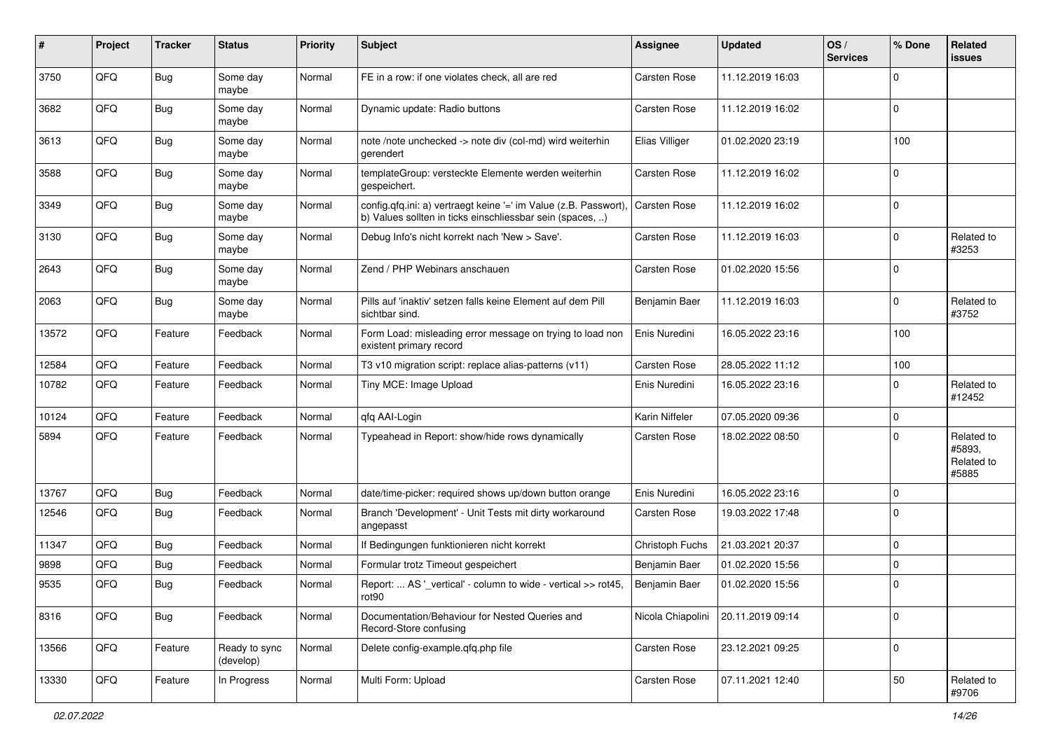| # | Project | Tracker | Status | Priority | Subject | Assignee | Updated | OS / Services | % Done | Related issues |
|---|---|---|---|---|---|---|---|---|---|---|
| 3750 | QFQ | Bug | Some day maybe | Normal | FE in a row: if one violates check, all are red | Carsten Rose | 11.12.2019 16:03 | | 0 | |
| 3682 | QFQ | Bug | Some day maybe | Normal | Dynamic update: Radio buttons | Carsten Rose | 11.12.2019 16:02 | | 0 | |
| 3613 | QFQ | Bug | Some day maybe | Normal | note /note unchecked -> note div (col-md) wird weiterhin gerendert | Elias Villiger | 01.02.2020 23:19 | | 100 | |
| 3588 | QFQ | Bug | Some day maybe | Normal | templateGroup: versteckte Elemente werden weiterhin gespeichert. | Carsten Rose | 11.12.2019 16:02 | | 0 | |
| 3349 | QFQ | Bug | Some day maybe | Normal | config.qfq.ini: a) vertraegt keine '=' im Value (z.B. Passwort), b) Values sollten in ticks einschliessbar sein (spaces, ..) | Carsten Rose | 11.12.2019 16:02 | | 0 | |
| 3130 | QFQ | Bug | Some day maybe | Normal | Debug Info's nicht korrekt nach 'New > Save'. | Carsten Rose | 11.12.2019 16:03 | | 0 | Related to #3253 |
| 2643 | QFQ | Bug | Some day maybe | Normal | Zend / PHP Webinars anschauen | Carsten Rose | 01.02.2020 15:56 | | 0 | |
| 2063 | QFQ | Bug | Some day maybe | Normal | Pills auf 'inaktiv' setzen falls keine Element auf dem Pill sichtbar sind. | Benjamin Baer | 11.12.2019 16:03 | | 0 | Related to #3752 |
| 13572 | QFQ | Feature | Feedback | Normal | Form Load: misleading error message on trying to load non existent primary record | Enis Nuredini | 16.05.2022 23:16 | | 100 | |
| 12584 | QFQ | Feature | Feedback | Normal | T3 v10 migration script: replace alias-patterns (v11) | Carsten Rose | 28.05.2022 11:12 | | 100 | |
| 10782 | QFQ | Feature | Feedback | Normal | Tiny MCE: Image Upload | Enis Nuredini | 16.05.2022 23:16 | | 0 | Related to #12452 |
| 10124 | QFQ | Feature | Feedback | Normal | qfq AAI-Login | Karin Niffeler | 07.05.2020 09:36 | | 0 | |
| 5894 | QFQ | Feature | Feedback | Normal | Typeahead in Report: show/hide rows dynamically | Carsten Rose | 18.02.2022 08:50 | | 0 | Related to #5893, Related to #5885 |
| 13767 | QFQ | Bug | Feedback | Normal | date/time-picker: required shows up/down button orange | Enis Nuredini | 16.05.2022 23:16 | | 0 | |
| 12546 | QFQ | Bug | Feedback | Normal | Branch 'Development' - Unit Tests mit dirty workaround angepasst | Carsten Rose | 19.03.2022 17:48 | | 0 | |
| 11347 | QFQ | Bug | Feedback | Normal | If Bedingungen funktionieren nicht korrekt | Christoph Fuchs | 21.03.2021 20:37 | | 0 | |
| 9898 | QFQ | Bug | Feedback | Normal | Formular trotz Timeout gespeichert | Benjamin Baer | 01.02.2020 15:56 | | 0 | |
| 9535 | QFQ | Bug | Feedback | Normal | Report: ... AS '_vertical' - column to wide - vertical >> rot45, rot90 | Benjamin Baer | 01.02.2020 15:56 | | 0 | |
| 8316 | QFQ | Bug | Feedback | Normal | Documentation/Behaviour for Nested Queries and Record-Store confusing | Nicola Chiapolini | 20.11.2019 09:14 | | 0 | |
| 13566 | QFQ | Feature | Ready to sync (develop) | Normal | Delete config-example.qfq.php file | Carsten Rose | 23.12.2021 09:25 | | 0 | |
| 13330 | QFQ | Feature | In Progress | Normal | Multi Form: Upload | Carsten Rose | 07.11.2021 12:40 | | 50 | Related to #9706 |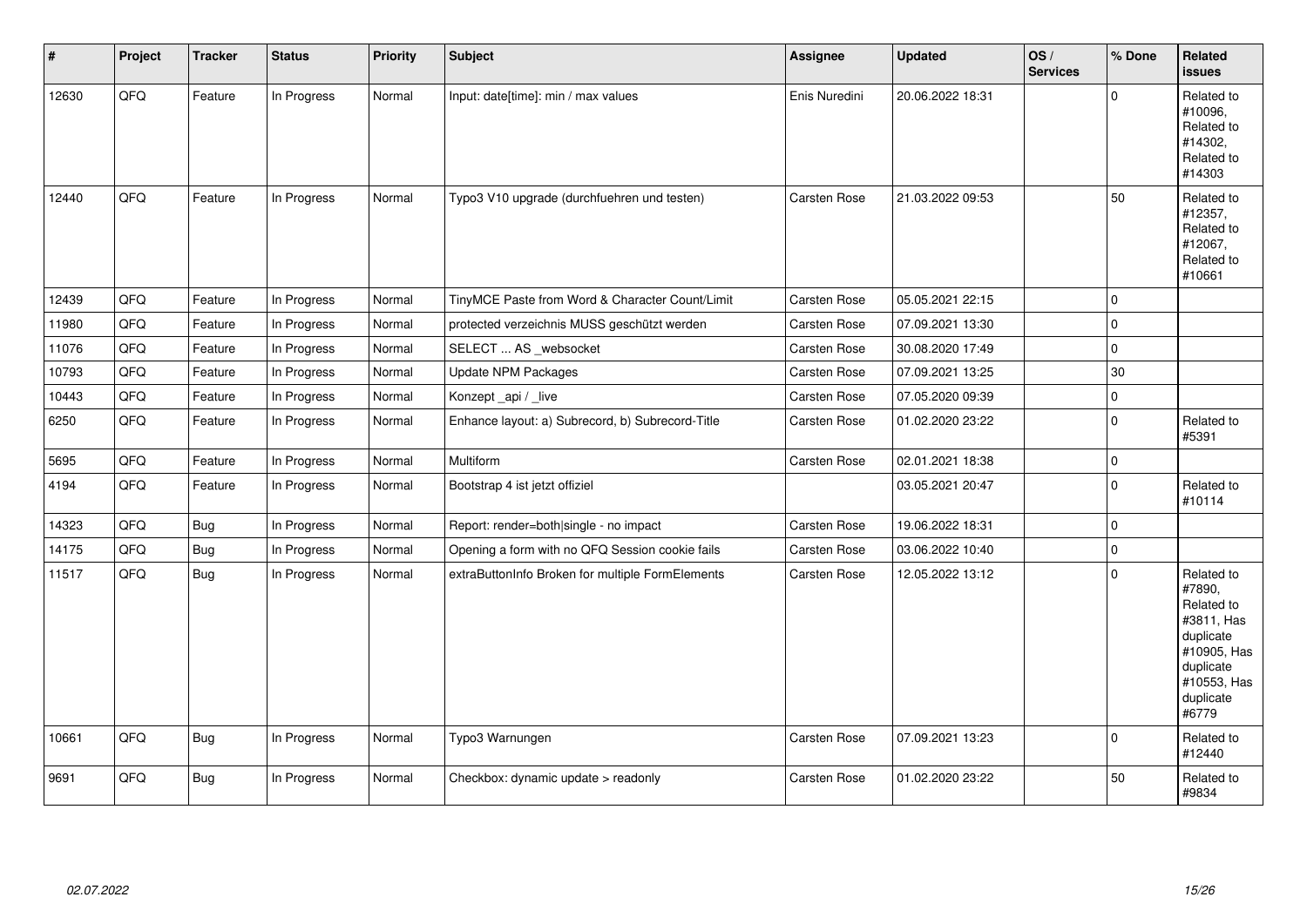| # | Project | Tracker | Status | Priority | Subject | Assignee | Updated | OS / Services | % Done | Related issues |
|---|---|---|---|---|---|---|---|---|---|---|
| 12630 | QFQ | Feature | In Progress | Normal | Input: date[time]: min / max values | Enis Nuredini | 20.06.2022 18:31 | | 0 | Related to #10096, Related to #14302, Related to #14303 |
| 12440 | QFQ | Feature | In Progress | Normal | Typo3 V10 upgrade (durchfuehren und testen) | Carsten Rose | 21.03.2022 09:53 | | 50 | Related to #12357, Related to #12067, Related to #10661 |
| 12439 | QFQ | Feature | In Progress | Normal | TinyMCE Paste from Word & Character Count/Limit | Carsten Rose | 05.05.2021 22:15 | | 0 | |
| 11980 | QFQ | Feature | In Progress | Normal | protected verzeichnis MUSS geschützt werden | Carsten Rose | 07.09.2021 13:30 | | 0 | |
| 11076 | QFQ | Feature | In Progress | Normal | SELECT ... AS _websocket | Carsten Rose | 30.08.2020 17:49 | | 0 | |
| 10793 | QFQ | Feature | In Progress | Normal | Update NPM Packages | Carsten Rose | 07.09.2021 13:25 | | 30 | |
| 10443 | QFQ | Feature | In Progress | Normal | Konzept _api / _live | Carsten Rose | 07.05.2020 09:39 | | 0 | |
| 6250 | QFQ | Feature | In Progress | Normal | Enhance layout: a) Subrecord, b) Subrecord-Title | Carsten Rose | 01.02.2020 23:22 | | 0 | Related to #5391 |
| 5695 | QFQ | Feature | In Progress | Normal | Multiform | Carsten Rose | 02.01.2021 18:38 | | 0 | |
| 4194 | QFQ | Feature | In Progress | Normal | Bootstrap 4 ist jetzt offiziel | | 03.05.2021 20:47 | | 0 | Related to #10114 |
| 14323 | QFQ | Bug | In Progress | Normal | Report: render=both\|single - no impact | Carsten Rose | 19.06.2022 18:31 | | 0 | |
| 14175 | QFQ | Bug | In Progress | Normal | Opening a form with no QFQ Session cookie fails | Carsten Rose | 03.06.2022 10:40 | | 0 | |
| 11517 | QFQ | Bug | In Progress | Normal | extraButtonInfo Broken for multiple FormElements | Carsten Rose | 12.05.2022 13:12 | | 0 | Related to #7890, Related to #3811, Has duplicate #10905, Has duplicate #10553, Has duplicate #6779 |
| 10661 | QFQ | Bug | In Progress | Normal | Typo3 Warnungen | Carsten Rose | 07.09.2021 13:23 | | 0 | Related to #12440 |
| 9691 | QFQ | Bug | In Progress | Normal | Checkbox: dynamic update > readonly | Carsten Rose | 01.02.2020 23:22 | | 50 | Related to #9834 |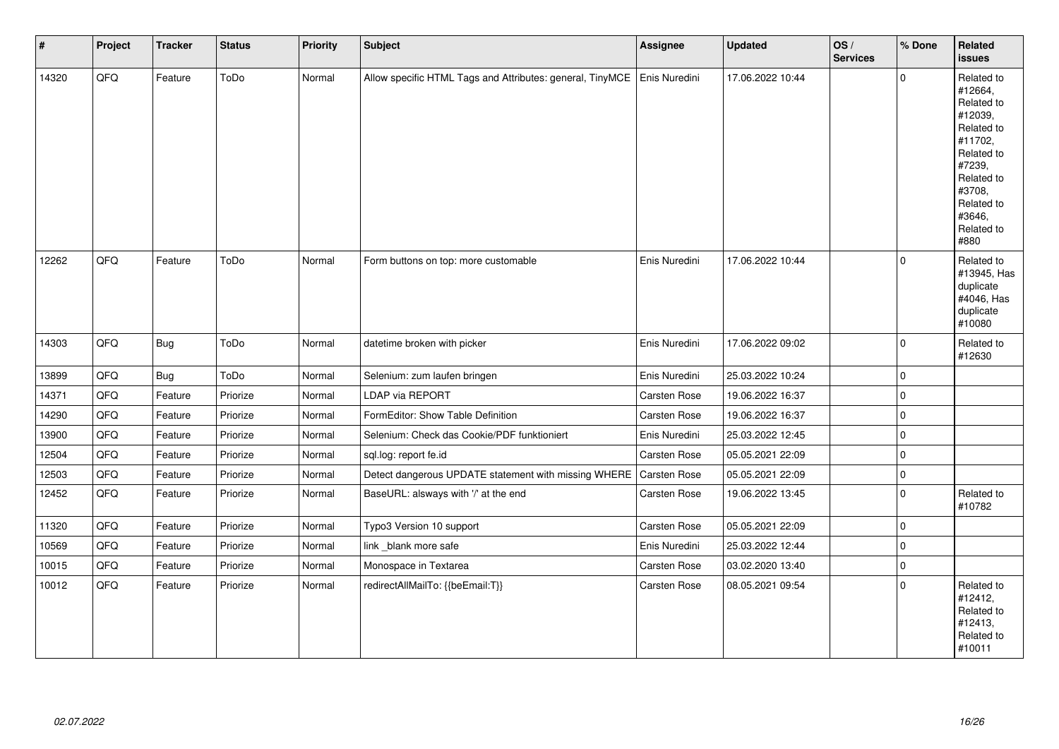| # | Project | Tracker | Status | Priority | Subject | Assignee | Updated | OS / Services | % Done | Related issues |
|---|---|---|---|---|---|---|---|---|---|---|
| 14320 | QFQ | Feature | ToDo | Normal | Allow specific HTML Tags and Attributes: general, TinyMCE | Enis Nuredini | 17.06.2022 10:44 | | 0 | Related to #12664, Related to #12039, Related to #11702, Related to #7239, Related to #3708, Related to #3646, Related to #880 |
| 12262 | QFQ | Feature | ToDo | Normal | Form buttons on top: more customable | Enis Nuredini | 17.06.2022 10:44 | | 0 | Related to #13945, Has duplicate #4046, Has duplicate #10080 |
| 14303 | QFQ | Bug | ToDo | Normal | datetime broken with picker | Enis Nuredini | 17.06.2022 09:02 | | 0 | Related to #12630 |
| 13899 | QFQ | Bug | ToDo | Normal | Selenium: zum laufen bringen | Enis Nuredini | 25.03.2022 10:24 | | 0 | |
| 14371 | QFQ | Feature | Priorize | Normal | LDAP via REPORT | Carsten Rose | 19.06.2022 16:37 | | 0 | |
| 14290 | QFQ | Feature | Priorize | Normal | FormEditor: Show Table Definition | Carsten Rose | 19.06.2022 16:37 | | 0 | |
| 13900 | QFQ | Feature | Priorize | Normal | Selenium: Check das Cookie/PDF funktioniert | Enis Nuredini | 25.03.2022 12:45 | | 0 | |
| 12504 | QFQ | Feature | Priorize | Normal | sql.log: report fe.id | Carsten Rose | 05.05.2021 22:09 | | 0 | |
| 12503 | QFQ | Feature | Priorize | Normal | Detect dangerous UPDATE statement with missing WHERE | Carsten Rose | 05.05.2021 22:09 | | 0 | |
| 12452 | QFQ | Feature | Priorize | Normal | BaseURL: alsways with '/' at the end | Carsten Rose | 19.06.2022 13:45 | | 0 | Related to #10782 |
| 11320 | QFQ | Feature | Priorize | Normal | Typo3 Version 10 support | Carsten Rose | 05.05.2021 22:09 | | 0 | |
| 10569 | QFQ | Feature | Priorize | Normal | link _blank more safe | Enis Nuredini | 25.03.2022 12:44 | | 0 | |
| 10015 | QFQ | Feature | Priorize | Normal | Monospace in Textarea | Carsten Rose | 03.02.2020 13:40 | | 0 | |
| 10012 | QFQ | Feature | Priorize | Normal | redirectAllMailTo: {{beEmail:T}} | Carsten Rose | 08.05.2021 09:54 | | 0 | Related to #12412, Related to #12413, Related to #10011 |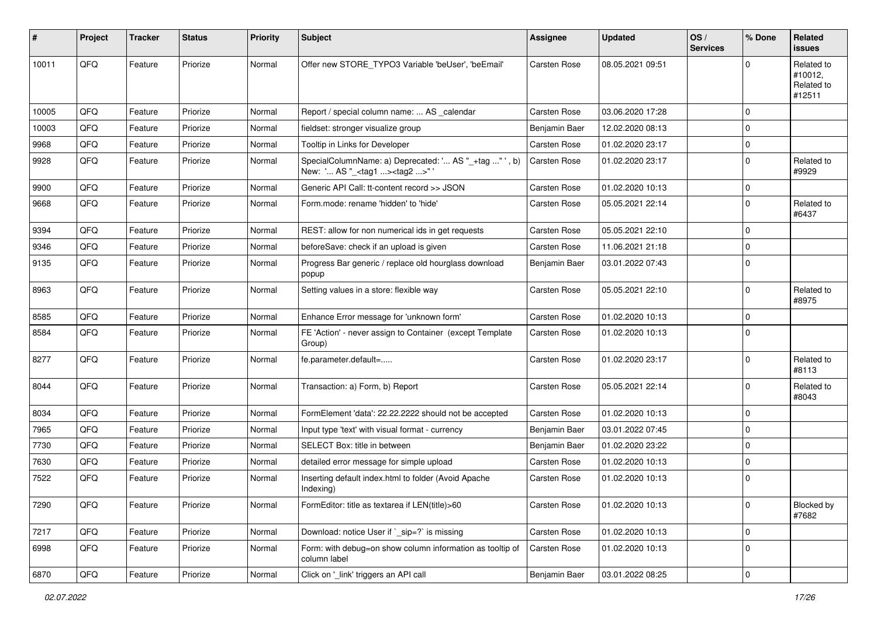| # | Project | Tracker | Status | Priority | Subject | Assignee | Updated | OS / Services | % Done | Related issues |
|---|---|---|---|---|---|---|---|---|---|---|
| 10011 | QFQ | Feature | Priorize | Normal | Offer new STORE_TYPO3 Variable 'beUser', 'beEmail' | Carsten Rose | 08.05.2021 09:51 | | 0 | Related to #10012, Related to #12511 |
| 10005 | QFQ | Feature | Priorize | Normal | Report / special column name: ... AS _calendar | Carsten Rose | 03.06.2020 17:28 | | 0 | |
| 10003 | QFQ | Feature | Priorize | Normal | fieldset: stronger visualize group | Benjamin Baer | 12.02.2020 08:13 | | 0 | |
| 9968 | QFQ | Feature | Priorize | Normal | Tooltip in Links for Developer | Carsten Rose | 01.02.2020 23:17 | | 0 | |
| 9928 | QFQ | Feature | Priorize | Normal | SpecialColumnName: a) Deprecated: '... AS "_+tag ..." ', b) New: '... AS "_<tag1 ...><tag2 ...>" ' | Carsten Rose | 01.02.2020 23:17 | | 0 | Related to #9929 |
| 9900 | QFQ | Feature | Priorize | Normal | Generic API Call: tt-content record >> JSON | Carsten Rose | 01.02.2020 10:13 | | 0 | |
| 9668 | QFQ | Feature | Priorize | Normal | Form.mode: rename 'hidden' to 'hide' | Carsten Rose | 05.05.2021 22:14 | | 0 | Related to #6437 |
| 9394 | QFQ | Feature | Priorize | Normal | REST: allow for non numerical ids in get requests | Carsten Rose | 05.05.2021 22:10 | | 0 | |
| 9346 | QFQ | Feature | Priorize | Normal | beforeSave: check if an upload is given | Carsten Rose | 11.06.2021 21:18 | | 0 | |
| 9135 | QFQ | Feature | Priorize | Normal | Progress Bar generic / replace old hourglass download popup | Benjamin Baer | 03.01.2022 07:43 | | 0 | |
| 8963 | QFQ | Feature | Priorize | Normal | Setting values in a store: flexible way | Carsten Rose | 05.05.2021 22:10 | | 0 | Related to #8975 |
| 8585 | QFQ | Feature | Priorize | Normal | Enhance Error message for 'unknown form' | Carsten Rose | 01.02.2020 10:13 | | 0 | |
| 8584 | QFQ | Feature | Priorize | Normal | FE 'Action' - never assign to Container (except Template Group) | Carsten Rose | 01.02.2020 10:13 | | 0 | |
| 8277 | QFQ | Feature | Priorize | Normal | fe.parameter.default=..... | Carsten Rose | 01.02.2020 23:17 | | 0 | Related to #8113 |
| 8044 | QFQ | Feature | Priorize | Normal | Transaction: a) Form, b) Report | Carsten Rose | 05.05.2021 22:14 | | 0 | Related to #8043 |
| 8034 | QFQ | Feature | Priorize | Normal | FormElement 'data': 22.22.2222 should not be accepted | Carsten Rose | 01.02.2020 10:13 | | 0 | |
| 7965 | QFQ | Feature | Priorize | Normal | Input type 'text' with visual format - currency | Benjamin Baer | 03.01.2022 07:45 | | 0 | |
| 7730 | QFQ | Feature | Priorize | Normal | SELECT Box: title in between | Benjamin Baer | 01.02.2020 23:22 | | 0 | |
| 7630 | QFQ | Feature | Priorize | Normal | detailed error message for simple upload | Carsten Rose | 01.02.2020 10:13 | | 0 | |
| 7522 | QFQ | Feature | Priorize | Normal | Inserting default index.html to folder (Avoid Apache Indexing) | Carsten Rose | 01.02.2020 10:13 | | 0 | |
| 7290 | QFQ | Feature | Priorize | Normal | FormEditor: title as textarea if LEN(title)>60 | Carsten Rose | 01.02.2020 10:13 | | 0 | Blocked by #7682 |
| 7217 | QFQ | Feature | Priorize | Normal | Download: notice User if `_sip=?` is missing | Carsten Rose | 01.02.2020 10:13 | | 0 | |
| 6998 | QFQ | Feature | Priorize | Normal | Form: with debug=on show column information as tooltip of column label | Carsten Rose | 01.02.2020 10:13 | | 0 | |
| 6870 | QFQ | Feature | Priorize | Normal | Click on '_link' triggers an API call | Benjamin Baer | 03.01.2022 08:25 | | 0 | |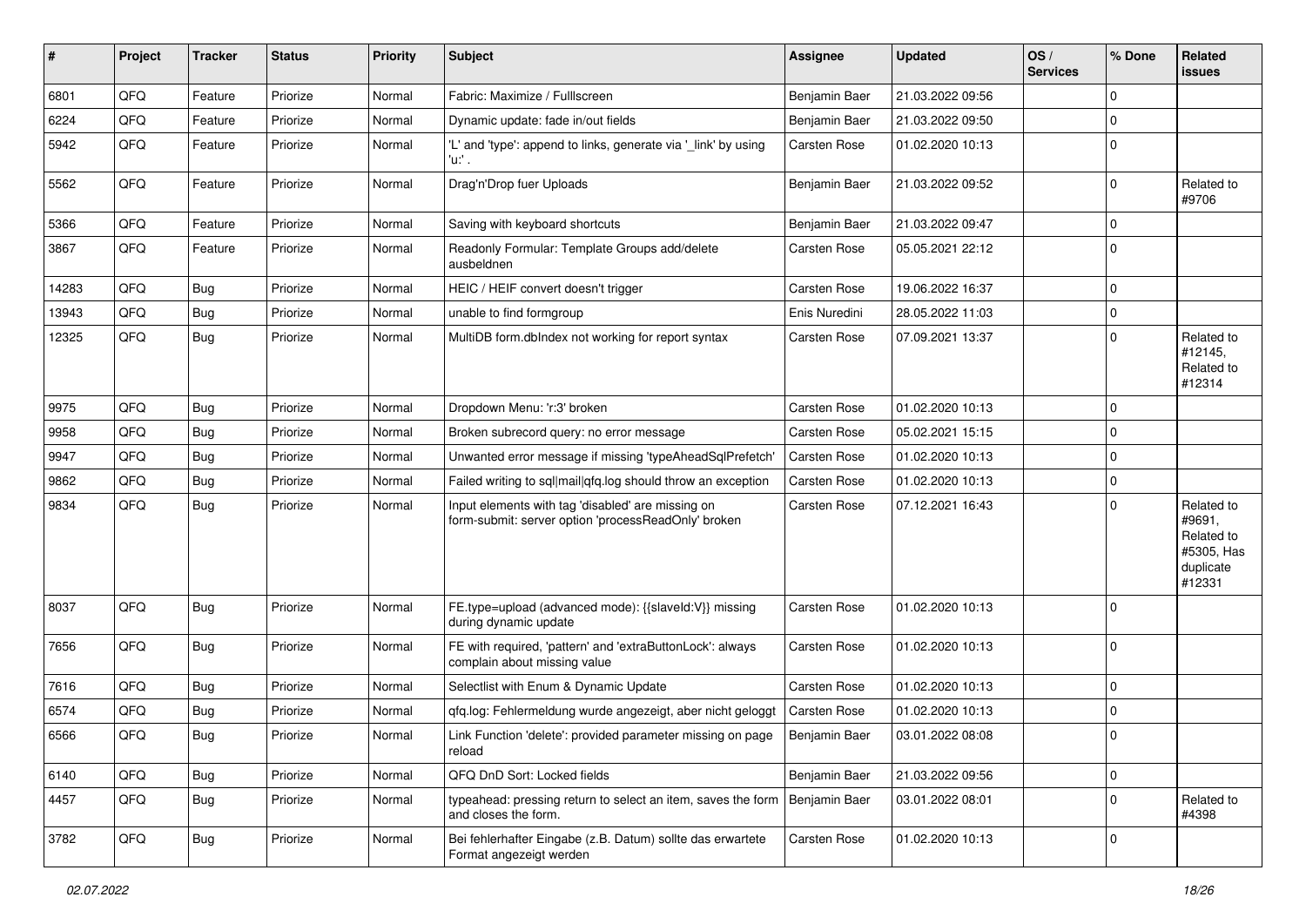| # | Project | Tracker | Status | Priority | Subject | Assignee | Updated | OS / Services | % Done | Related issues |
|---|---|---|---|---|---|---|---|---|---|---|
| 6801 | QFQ | Feature | Priorize | Normal | Fabric: Maximize / Fulllscreen | Benjamin Baer | 21.03.2022 09:56 | | 0 | |
| 6224 | QFQ | Feature | Priorize | Normal | Dynamic update: fade in/out fields | Benjamin Baer | 21.03.2022 09:50 | | 0 | |
| 5942 | QFQ | Feature | Priorize | Normal | 'L' and 'type': append to links, generate via '_link' by using 'u:' . | Carsten Rose | 01.02.2020 10:13 | | 0 | |
| 5562 | QFQ | Feature | Priorize | Normal | Drag'n'Drop fuer Uploads | Benjamin Baer | 21.03.2022 09:52 | | 0 | Related to #9706 |
| 5366 | QFQ | Feature | Priorize | Normal | Saving with keyboard shortcuts | Benjamin Baer | 21.03.2022 09:47 | | 0 | |
| 3867 | QFQ | Feature | Priorize | Normal | Readonly Formular: Template Groups add/delete ausbeldnen | Carsten Rose | 05.05.2021 22:12 | | 0 | |
| 14283 | QFQ | Bug | Priorize | Normal | HEIC / HEIF convert doesn't trigger | Carsten Rose | 19.06.2022 16:37 | | 0 | |
| 13943 | QFQ | Bug | Priorize | Normal | unable to find formgroup | Enis Nuredini | 28.05.2022 11:03 | | 0 | |
| 12325 | QFQ | Bug | Priorize | Normal | MultiDB form.dbIndex not working for report syntax | Carsten Rose | 07.09.2021 13:37 | | 0 | Related to #12145, Related to #12314 |
| 9975 | QFQ | Bug | Priorize | Normal | Dropdown Menu: 'r:3' broken | Carsten Rose | 01.02.2020 10:13 | | 0 | |
| 9958 | QFQ | Bug | Priorize | Normal | Broken subrecord query: no error message | Carsten Rose | 05.02.2021 15:15 | | 0 | |
| 9947 | QFQ | Bug | Priorize | Normal | Unwanted error message if missing 'typeAheadSqlPrefetch' | Carsten Rose | 01.02.2020 10:13 | | 0 | |
| 9862 | QFQ | Bug | Priorize | Normal | Failed writing to sql\|mail\|qfq.log should throw an exception | Carsten Rose | 01.02.2020 10:13 | | 0 | |
| 9834 | QFQ | Bug | Priorize | Normal | Input elements with tag 'disabled' are missing on form-submit: server option 'processReadOnly' broken | Carsten Rose | 07.12.2021 16:43 | | 0 | Related to #9691, Related to #5305, Has duplicate #12331 |
| 8037 | QFQ | Bug | Priorize | Normal | FE.type=upload (advanced mode): {{slaveId:V}} missing during dynamic update | Carsten Rose | 01.02.2020 10:13 | | 0 | |
| 7656 | QFQ | Bug | Priorize | Normal | FE with required, 'pattern' and 'extraButtonLock': always complain about missing value | Carsten Rose | 01.02.2020 10:13 | | 0 | |
| 7616 | QFQ | Bug | Priorize | Normal | Selectlist with Enum & Dynamic Update | Carsten Rose | 01.02.2020 10:13 | | 0 | |
| 6574 | QFQ | Bug | Priorize | Normal | qfq.log: Fehlermeldung wurde angezeigt, aber nicht geloggt | Carsten Rose | 01.02.2020 10:13 | | 0 | |
| 6566 | QFQ | Bug | Priorize | Normal | Link Function 'delete': provided parameter missing on page reload | Benjamin Baer | 03.01.2022 08:08 | | 0 | |
| 6140 | QFQ | Bug | Priorize | Normal | QFQ DnD Sort: Locked fields | Benjamin Baer | 21.03.2022 09:56 | | 0 | |
| 4457 | QFQ | Bug | Priorize | Normal | typeahead: pressing return to select an item, saves the form and closes the form. | Benjamin Baer | 03.01.2022 08:01 | | 0 | Related to #4398 |
| 3782 | QFQ | Bug | Priorize | Normal | Bei fehlerhafter Eingabe (z.B. Datum) sollte das erwartete Format angezeigt werden | Carsten Rose | 01.02.2020 10:13 | | 0 | |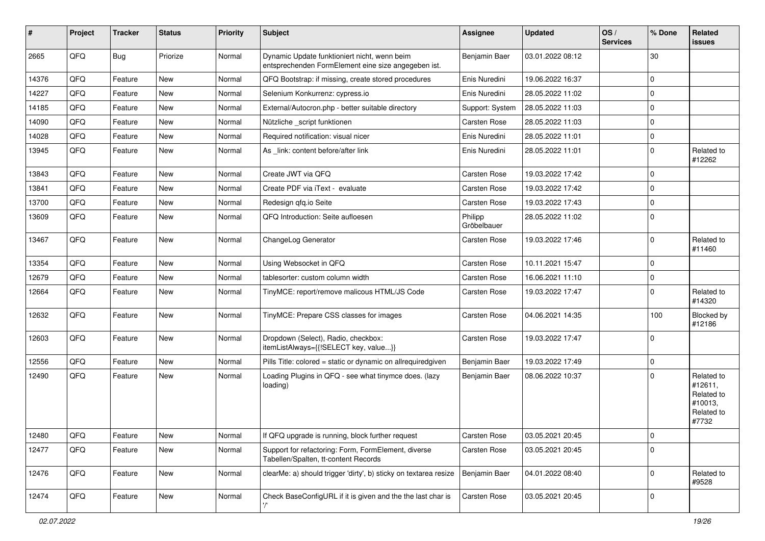| # | Project | Tracker | Status | Priority | Subject | Assignee | Updated | OS / Services | % Done | Related issues |
|---|---|---|---|---|---|---|---|---|---|---|
| 2665 | QFQ | Bug | Priorize | Normal | Dynamic Update funktioniert nicht, wenn beim entsprechenden FormElement eine size angegeben ist. | Benjamin Baer | 03.01.2022 08:12 | | 30 | |
| 14376 | QFQ | Feature | New | Normal | QFQ Bootstrap: if missing, create stored procedures | Enis Nuredini | 19.06.2022 16:37 | | 0 | |
| 14227 | QFQ | Feature | New | Normal | Selenium Konkurrenz: cypress.io | Enis Nuredini | 28.05.2022 11:02 | | 0 | |
| 14185 | QFQ | Feature | New | Normal | External/Autocron.php - better suitable directory | Support: System | 28.05.2022 11:03 | | 0 | |
| 14090 | QFQ | Feature | New | Normal | Nützliche _script funktionen | Carsten Rose | 28.05.2022 11:03 | | 0 | |
| 14028 | QFQ | Feature | New | Normal | Required notification: visual nicer | Enis Nuredini | 28.05.2022 11:01 | | 0 | |
| 13945 | QFQ | Feature | New | Normal | As _link: content before/after link | Enis Nuredini | 28.05.2022 11:01 | | 0 | Related to #12262 |
| 13843 | QFQ | Feature | New | Normal | Create JWT via QFQ | Carsten Rose | 19.03.2022 17:42 | | 0 | |
| 13841 | QFQ | Feature | New | Normal | Create PDF via iText - evaluate | Carsten Rose | 19.03.2022 17:42 | | 0 | |
| 13700 | QFQ | Feature | New | Normal | Redesign qfq.io Seite | Carsten Rose | 19.03.2022 17:43 | | 0 | |
| 13609 | QFQ | Feature | New | Normal | QFQ Introduction: Seite aufloesen | Philipp Gröbelbauer | 28.05.2022 11:02 | | 0 | |
| 13467 | QFQ | Feature | New | Normal | ChangeLog Generator | Carsten Rose | 19.03.2022 17:46 | | 0 | Related to #11460 |
| 13354 | QFQ | Feature | New | Normal | Using Websocket in QFQ | Carsten Rose | 10.11.2021 15:47 | | 0 | |
| 12679 | QFQ | Feature | New | Normal | tablesorter: custom column width | Carsten Rose | 16.06.2021 11:10 | | 0 | |
| 12664 | QFQ | Feature | New | Normal | TinyMCE: report/remove malicous HTML/JS Code | Carsten Rose | 19.03.2022 17:47 | | 0 | Related to #14320 |
| 12632 | QFQ | Feature | New | Normal | TinyMCE: Prepare CSS classes for images | Carsten Rose | 04.06.2021 14:35 | | 100 | Blocked by #12186 |
| 12603 | QFQ | Feature | New | Normal | Dropdown (Select), Radio, checkbox: itemListAlways={{!SELECT key, value...}} | Carsten Rose | 19.03.2022 17:47 | | 0 | |
| 12556 | QFQ | Feature | New | Normal | Pills Title: colored = static or dynamic on allrequiredgiven | Benjamin Baer | 19.03.2022 17:49 | | 0 | |
| 12490 | QFQ | Feature | New | Normal | Loading Plugins in QFQ - see what tinymce does. (lazy loading) | Benjamin Baer | 08.06.2022 10:37 | | 0 | Related to #12611, Related to #10013, Related to #7732 |
| 12480 | QFQ | Feature | New | Normal | If QFQ upgrade is running, block further request | Carsten Rose | 03.05.2021 20:45 | | 0 | |
| 12477 | QFQ | Feature | New | Normal | Support for refactoring: Form, FormElement, diverse Tabellen/Spalten, tt-content Records | Carsten Rose | 03.05.2021 20:45 | | 0 | |
| 12476 | QFQ | Feature | New | Normal | clearMe: a) should trigger 'dirty', b) sticky on textarea resize | Benjamin Baer | 04.01.2022 08:40 | | 0 | Related to #9528 |
| 12474 | QFQ | Feature | New | Normal | Check BaseConfigURL if it is given and the the last char is '/' | Carsten Rose | 03.05.2021 20:45 | | 0 | |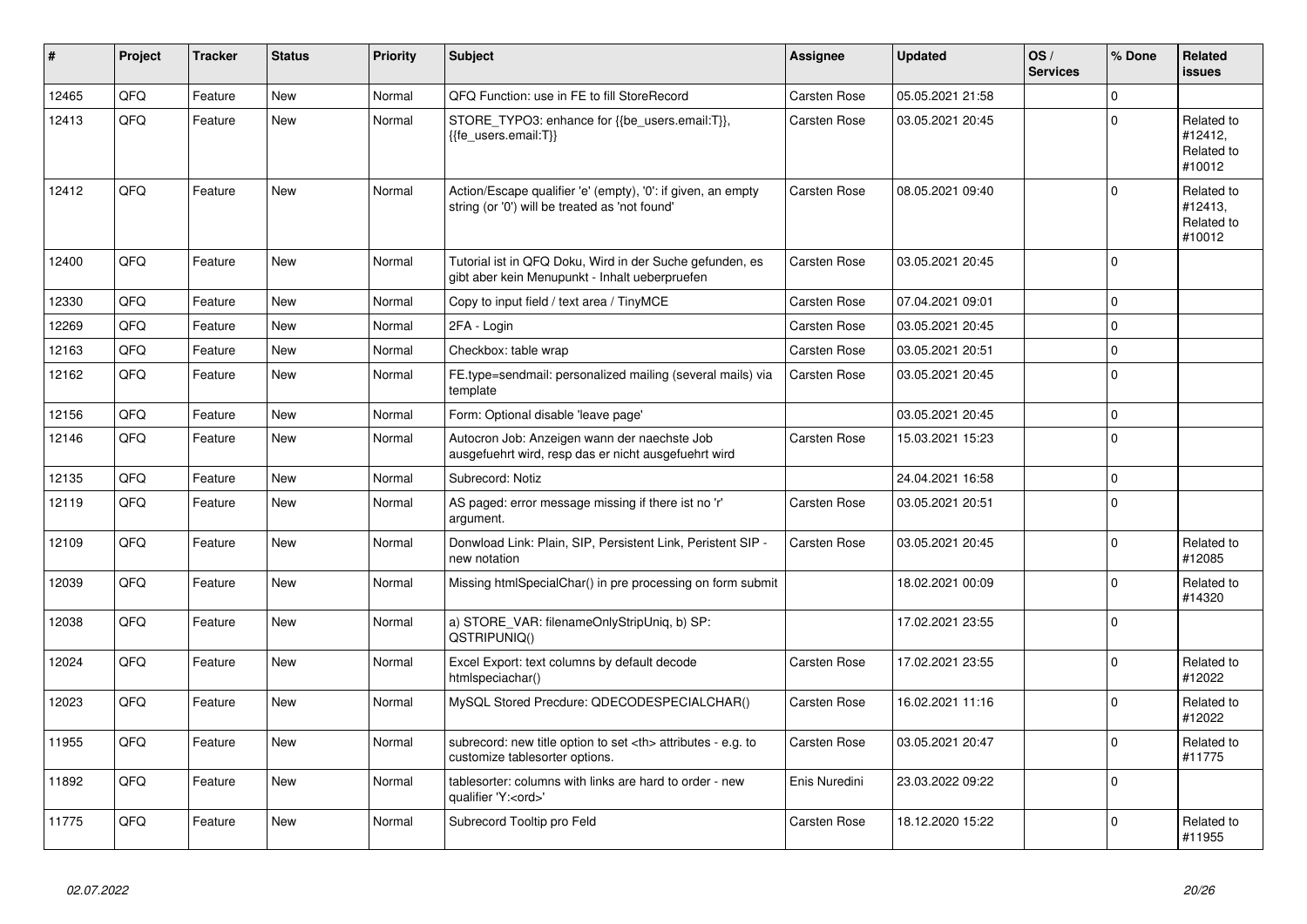| # | Project | Tracker | Status | Priority | Subject | Assignee | Updated | OS / Services | % Done | Related issues |
|---|---|---|---|---|---|---|---|---|---|---|
| 12465 | QFQ | Feature | New | Normal | QFQ Function: use in FE to fill StoreRecord | Carsten Rose | 05.05.2021 21:58 | | 0 | |
| 12413 | QFQ | Feature | New | Normal | STORE_TYPO3: enhance for {{be_users.email:T}}, {{fe_users.email:T}} | Carsten Rose | 03.05.2021 20:45 | | 0 | Related to #12412, Related to #10012 |
| 12412 | QFQ | Feature | New | Normal | Action/Escape qualifier 'e' (empty), '0': if given, an empty string (or '0') will be treated as 'not found' | Carsten Rose | 08.05.2021 09:40 | | 0 | Related to #12413, Related to #10012 |
| 12400 | QFQ | Feature | New | Normal | Tutorial ist in QFQ Doku, Wird in der Suche gefunden, es gibt aber kein Menupunkt - Inhalt ueberpruefen | Carsten Rose | 03.05.2021 20:45 | | 0 | |
| 12330 | QFQ | Feature | New | Normal | Copy to input field / text area / TinyMCE | Carsten Rose | 07.04.2021 09:01 | | 0 | |
| 12269 | QFQ | Feature | New | Normal | 2FA - Login | Carsten Rose | 03.05.2021 20:45 | | 0 | |
| 12163 | QFQ | Feature | New | Normal | Checkbox: table wrap | Carsten Rose | 03.05.2021 20:51 | | 0 | |
| 12162 | QFQ | Feature | New | Normal | FE.type=sendmail: personalized mailing (several mails) via template | Carsten Rose | 03.05.2021 20:45 | | 0 | |
| 12156 | QFQ | Feature | New | Normal | Form: Optional disable 'leave page' | | 03.05.2021 20:45 | | 0 | |
| 12146 | QFQ | Feature | New | Normal | Autocron Job: Anzeigen wann der naechste Job ausgefuehrt wird, resp das er nicht ausgefuehrt wird | Carsten Rose | 15.03.2021 15:23 | | 0 | |
| 12135 | QFQ | Feature | New | Normal | Subrecord: Notiz | | 24.04.2021 16:58 | | 0 | |
| 12119 | QFQ | Feature | New | Normal | AS paged: error message missing if there ist no 'r' argument. | Carsten Rose | 03.05.2021 20:51 | | 0 | |
| 12109 | QFQ | Feature | New | Normal | Donwload Link: Plain, SIP, Persistent Link, Peristent SIP - new notation | Carsten Rose | 03.05.2021 20:45 | | 0 | Related to #12085 |
| 12039 | QFQ | Feature | New | Normal | Missing htmlSpecialChar() in pre processing on form submit | | 18.02.2021 00:09 | | 0 | Related to #14320 |
| 12038 | QFQ | Feature | New | Normal | a) STORE_VAR: filenameOnlyStripUniq, b) SP: QSTRIPUNIQ() | | 17.02.2021 23:55 | | 0 | |
| 12024 | QFQ | Feature | New | Normal | Excel Export: text columns by default decode htmlspeciachar() | Carsten Rose | 17.02.2021 23:55 | | 0 | Related to #12022 |
| 12023 | QFQ | Feature | New | Normal | MySQL Stored Precdure: QDECODESPECIALCHAR() | Carsten Rose | 16.02.2021 11:16 | | 0 | Related to #12022 |
| 11955 | QFQ | Feature | New | Normal | subrecord: new title option to set <th> attributes - e.g. to customize tablesorter options. | Carsten Rose | 03.05.2021 20:47 | | 0 | Related to #11775 |
| 11892 | QFQ | Feature | New | Normal | tablesorter: columns with links are hard to order - new qualifier 'Y:<ord>' | Enis Nuredini | 23.03.2022 09:22 | | 0 | |
| 11775 | QFQ | Feature | New | Normal | Subrecord Tooltip pro Feld | Carsten Rose | 18.12.2020 15:22 | | 0 | Related to #11955 |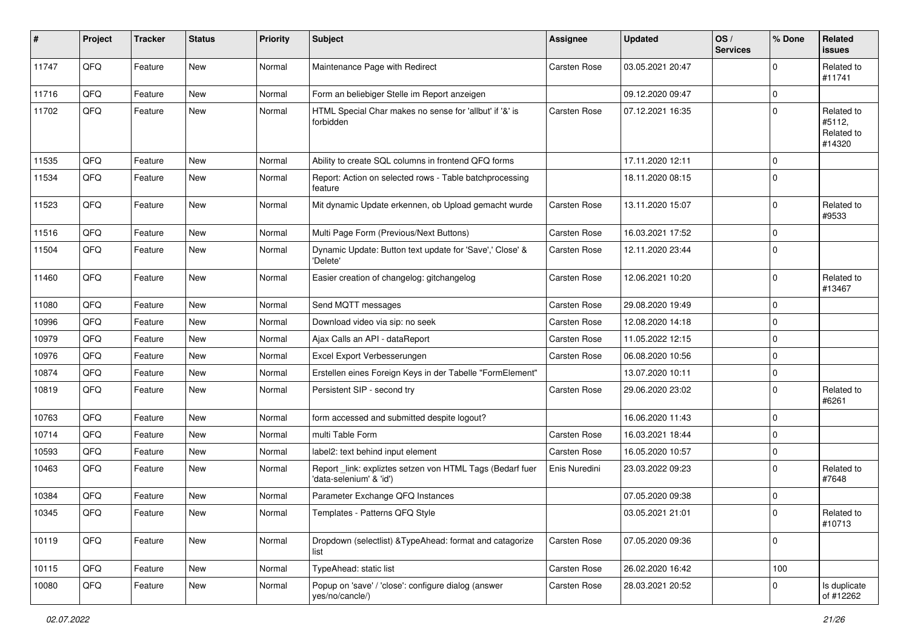| # | Project | Tracker | Status | Priority | Subject | Assignee | Updated | OS / Services | % Done | Related issues |
|---|---|---|---|---|---|---|---|---|---|---|
| 11747 | QFQ | Feature | New | Normal | Maintenance Page with Redirect | Carsten Rose | 03.05.2021 20:47 | | 0 | Related to #11741 |
| 11716 | QFQ | Feature | New | Normal | Form an beliebiger Stelle im Report anzeigen | | 09.12.2020 09:47 | | 0 | |
| 11702 | QFQ | Feature | New | Normal | HTML Special Char makes no sense for 'allbut' if '&' is forbidden | Carsten Rose | 07.12.2021 16:35 | | 0 | Related to #5112, Related to #14320 |
| 11535 | QFQ | Feature | New | Normal | Ability to create SQL columns in frontend QFQ forms | | 17.11.2020 12:11 | | 0 | |
| 11534 | QFQ | Feature | New | Normal | Report: Action on selected rows - Table batchprocessing feature | | 18.11.2020 08:15 | | 0 | |
| 11523 | QFQ | Feature | New | Normal | Mit dynamic Update erkennen, ob Upload gemacht wurde | Carsten Rose | 13.11.2020 15:07 | | 0 | Related to #9533 |
| 11516 | QFQ | Feature | New | Normal | Multi Page Form (Previous/Next Buttons) | Carsten Rose | 16.03.2021 17:52 | | 0 | |
| 11504 | QFQ | Feature | New | Normal | Dynamic Update: Button text update for 'Save',' Close' & 'Delete' | Carsten Rose | 12.11.2020 23:44 | | 0 | |
| 11460 | QFQ | Feature | New | Normal | Easier creation of changelog: gitchangelog | Carsten Rose | 12.06.2021 10:20 | | 0 | Related to #13467 |
| 11080 | QFQ | Feature | New | Normal | Send MQTT messages | Carsten Rose | 29.08.2020 19:49 | | 0 | |
| 10996 | QFQ | Feature | New | Normal | Download video via sip: no seek | Carsten Rose | 12.08.2020 14:18 | | 0 | |
| 10979 | QFQ | Feature | New | Normal | Ajax Calls an API - dataReport | Carsten Rose | 11.05.2022 12:15 | | 0 | |
| 10976 | QFQ | Feature | New | Normal | Excel Export Verbesserungen | Carsten Rose | 06.08.2020 10:56 | | 0 | |
| 10874 | QFQ | Feature | New | Normal | Erstellen eines Foreign Keys in der Tabelle "FormElement" | | 13.07.2020 10:11 | | 0 | |
| 10819 | QFQ | Feature | New | Normal | Persistent SIP - second try | Carsten Rose | 29.06.2020 23:02 | | 0 | Related to #6261 |
| 10763 | QFQ | Feature | New | Normal | form accessed and submitted despite logout? | | 16.06.2020 11:43 | | 0 | |
| 10714 | QFQ | Feature | New | Normal | multi Table Form | Carsten Rose | 16.03.2021 18:44 | | 0 | |
| 10593 | QFQ | Feature | New | Normal | label2: text behind input element | Carsten Rose | 16.05.2020 10:57 | | 0 | |
| 10463 | QFQ | Feature | New | Normal | Report _link: expliztes setzen von HTML Tags (Bedarf fuer 'data-selenium' & 'id') | Enis Nuredini | 23.03.2022 09:23 | | 0 | Related to #7648 |
| 10384 | QFQ | Feature | New | Normal | Parameter Exchange QFQ Instances | | 07.05.2020 09:38 | | 0 | |
| 10345 | QFQ | Feature | New | Normal | Templates - Patterns QFQ Style | | 03.05.2021 21:01 | | 0 | Related to #10713 |
| 10119 | QFQ | Feature | New | Normal | Dropdown (selectlist) &TypeAhead: format and catagorize list | Carsten Rose | 07.05.2020 09:36 | | 0 | |
| 10115 | QFQ | Feature | New | Normal | TypeAhead: static list | Carsten Rose | 26.02.2020 16:42 | | 100 | |
| 10080 | QFQ | Feature | New | Normal | Popup on 'save' / 'close': configure dialog (answer yes/no/cancle/) | Carsten Rose | 28.03.2021 20:52 | | 0 | Is duplicate of #12262 |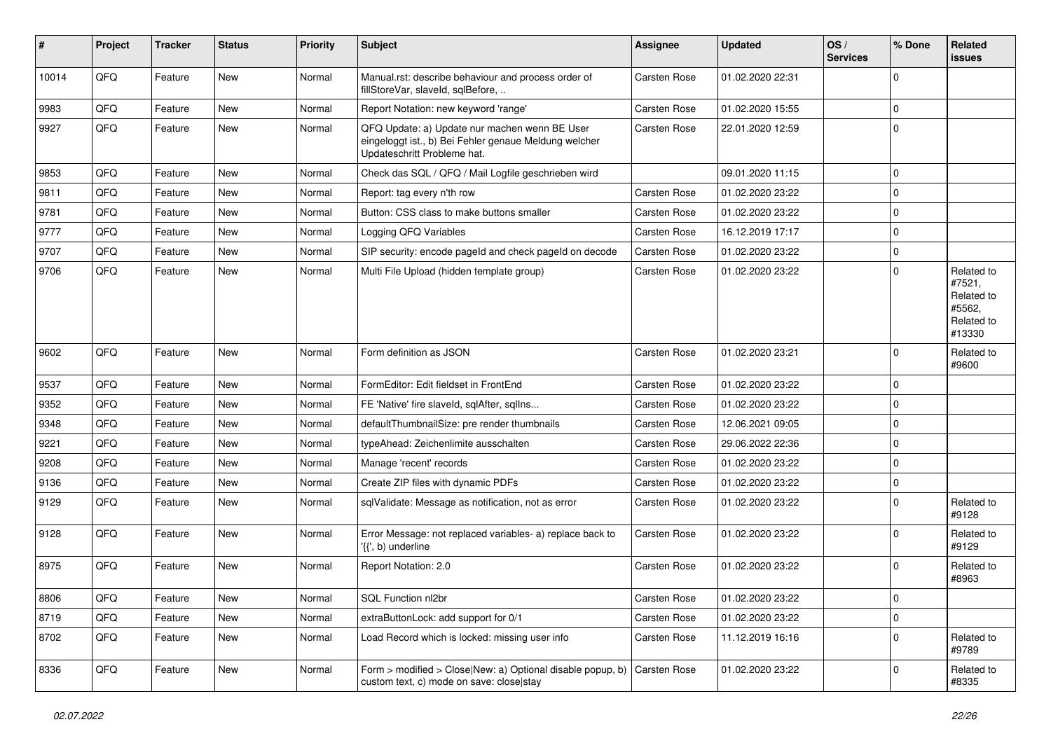| # | Project | Tracker | Status | Priority | Subject | Assignee | Updated | OS / Services | % Done | Related issues |
|---|---|---|---|---|---|---|---|---|---|---|
| 10014 | QFQ | Feature | New | Normal | Manual.rst: describe behaviour and process order of fillStoreVar, slaveId, sqlBefore, .. | Carsten Rose | 01.02.2020 22:31 | | 0 | |
| 9983 | QFQ | Feature | New | Normal | Report Notation: new keyword 'range' | Carsten Rose | 01.02.2020 15:55 | | 0 | |
| 9927 | QFQ | Feature | New | Normal | QFQ Update: a) Update nur machen wenn BE User eingeloggt ist., b) Bei Fehler genaue Meldung welcher Updateschritt Probleme hat. | Carsten Rose | 22.01.2020 12:59 | | 0 | |
| 9853 | QFQ | Feature | New | Normal | Check das SQL / QFQ / Mail Logfile geschrieben wird | | 09.01.2020 11:15 | | 0 | |
| 9811 | QFQ | Feature | New | Normal | Report: tag every n'th row | Carsten Rose | 01.02.2020 23:22 | | 0 | |
| 9781 | QFQ | Feature | New | Normal | Button: CSS class to make buttons smaller | Carsten Rose | 01.02.2020 23:22 | | 0 | |
| 9777 | QFQ | Feature | New | Normal | Logging QFQ Variables | Carsten Rose | 16.12.2019 17:17 | | 0 | |
| 9707 | QFQ | Feature | New | Normal | SIP security: encode pageId and check pageId on decode | Carsten Rose | 01.02.2020 23:22 | | 0 | |
| 9706 | QFQ | Feature | New | Normal | Multi File Upload (hidden template group) | Carsten Rose | 01.02.2020 23:22 | | 0 | Related to #7521, Related to #5562, Related to #13330 |
| 9602 | QFQ | Feature | New | Normal | Form definition as JSON | Carsten Rose | 01.02.2020 23:21 | | 0 | Related to #9600 |
| 9537 | QFQ | Feature | New | Normal | FormEditor: Edit fieldset in FrontEnd | Carsten Rose | 01.02.2020 23:22 | | 0 | |
| 9352 | QFQ | Feature | New | Normal | FE 'Native' fire slaveId, sqlAfter, sqlIns... | Carsten Rose | 01.02.2020 23:22 | | 0 | |
| 9348 | QFQ | Feature | New | Normal | defaultThumbnailSize: pre render thumbnails | Carsten Rose | 12.06.2021 09:05 | | 0 | |
| 9221 | QFQ | Feature | New | Normal | typeAhead: Zeichenlimite ausschalten | Carsten Rose | 29.06.2022 22:36 | | 0 | |
| 9208 | QFQ | Feature | New | Normal | Manage 'recent' records | Carsten Rose | 01.02.2020 23:22 | | 0 | |
| 9136 | QFQ | Feature | New | Normal | Create ZIP files with dynamic PDFs | Carsten Rose | 01.02.2020 23:22 | | 0 | |
| 9129 | QFQ | Feature | New | Normal | sqlValidate: Message as notification, not as error | Carsten Rose | 01.02.2020 23:22 | | 0 | Related to #9128 |
| 9128 | QFQ | Feature | New | Normal | Error Message: not replaced variables- a) replace back to '{{', b) underline | Carsten Rose | 01.02.2020 23:22 | | 0 | Related to #9129 |
| 8975 | QFQ | Feature | New | Normal | Report Notation: 2.0 | Carsten Rose | 01.02.2020 23:22 | | 0 | Related to #8963 |
| 8806 | QFQ | Feature | New | Normal | SQL Function nl2br | Carsten Rose | 01.02.2020 23:22 | | 0 | |
| 8719 | QFQ | Feature | New | Normal | extraButtonLock: add support for 0/1 | Carsten Rose | 01.02.2020 23:22 | | 0 | |
| 8702 | QFQ | Feature | New | Normal | Load Record which is locked: missing user info | Carsten Rose | 11.12.2019 16:16 | | 0 | Related to #9789 |
| 8336 | QFQ | Feature | New | Normal | Form > modified > Close\|New: a) Optional disable popup, b) custom text, c) mode on save: close\|stay | Carsten Rose | 01.02.2020 23:22 | | 0 | Related to #8335 |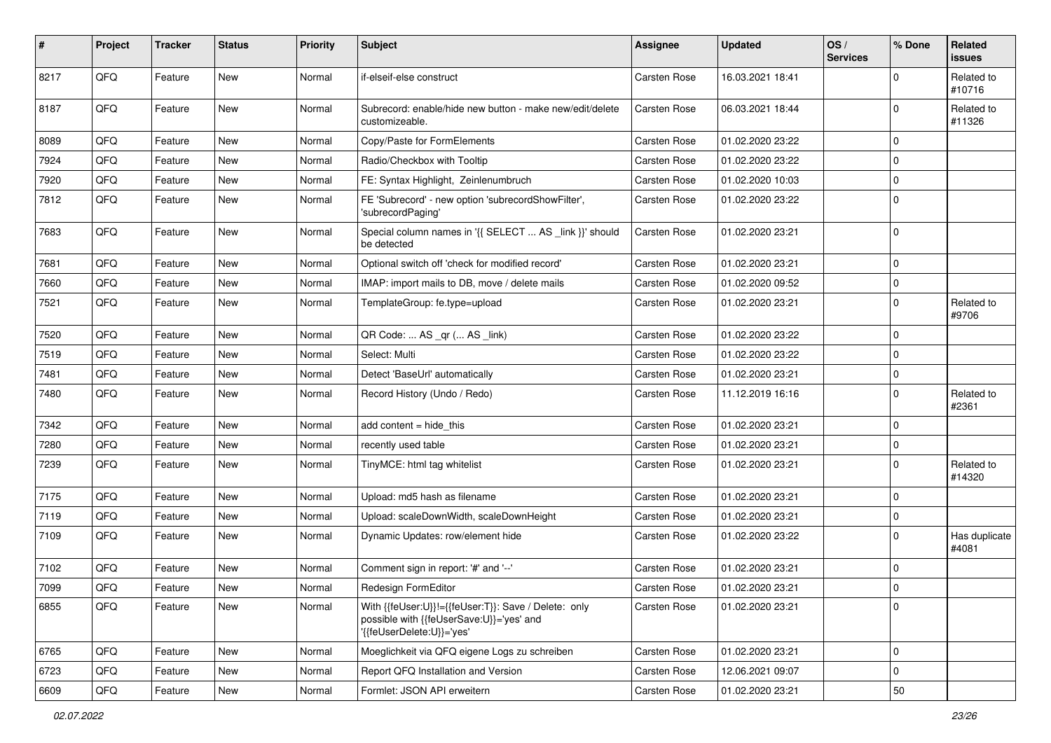| # | Project | Tracker | Status | Priority | Subject | Assignee | Updated | OS / Services | % Done | Related issues |
|---|---|---|---|---|---|---|---|---|---|---|
| 8217 | QFQ | Feature | New | Normal | if-elseif-else construct | Carsten Rose | 16.03.2021 18:41 | | 0 | Related to #10716 |
| 8187 | QFQ | Feature | New | Normal | Subrecord: enable/hide new button - make new/edit/delete customizeable. | Carsten Rose | 06.03.2021 18:44 | | 0 | Related to #11326 |
| 8089 | QFQ | Feature | New | Normal | Copy/Paste for FormElements | Carsten Rose | 01.02.2020 23:22 | | 0 | |
| 7924 | QFQ | Feature | New | Normal | Radio/Checkbox with Tooltip | Carsten Rose | 01.02.2020 23:22 | | 0 | |
| 7920 | QFQ | Feature | New | Normal | FE: Syntax Highlight, Zeinlenumbruch | Carsten Rose | 01.02.2020 10:03 | | 0 | |
| 7812 | QFQ | Feature | New | Normal | FE 'Subrecord' - new option 'subrecordShowFilter', 'subrecordPaging' | Carsten Rose | 01.02.2020 23:22 | | 0 | |
| 7683 | QFQ | Feature | New | Normal | Special column names in '{{ SELECT ... AS _link }}' should be detected | Carsten Rose | 01.02.2020 23:21 | | 0 | |
| 7681 | QFQ | Feature | New | Normal | Optional switch off 'check for modified record' | Carsten Rose | 01.02.2020 23:21 | | 0 | |
| 7660 | QFQ | Feature | New | Normal | IMAP: import mails to DB, move / delete mails | Carsten Rose | 01.02.2020 09:52 | | 0 | |
| 7521 | QFQ | Feature | New | Normal | TemplateGroup: fe.type=upload | Carsten Rose | 01.02.2020 23:21 | | 0 | Related to #9706 |
| 7520 | QFQ | Feature | New | Normal | QR Code: ... AS _qr (... AS _link) | Carsten Rose | 01.02.2020 23:22 | | 0 | |
| 7519 | QFQ | Feature | New | Normal | Select: Multi | Carsten Rose | 01.02.2020 23:22 | | 0 | |
| 7481 | QFQ | Feature | New | Normal | Detect 'BaseUrl' automatically | Carsten Rose | 01.02.2020 23:21 | | 0 | |
| 7480 | QFQ | Feature | New | Normal | Record History (Undo / Redo) | Carsten Rose | 11.12.2019 16:16 | | 0 | Related to #2361 |
| 7342 | QFQ | Feature | New | Normal | add content = hide_this | Carsten Rose | 01.02.2020 23:21 | | 0 | |
| 7280 | QFQ | Feature | New | Normal | recently used table | Carsten Rose | 01.02.2020 23:21 | | 0 | |
| 7239 | QFQ | Feature | New | Normal | TinyMCE: html tag whitelist | Carsten Rose | 01.02.2020 23:21 | | 0 | Related to #14320 |
| 7175 | QFQ | Feature | New | Normal | Upload: md5 hash as filename | Carsten Rose | 01.02.2020 23:21 | | 0 | |
| 7119 | QFQ | Feature | New | Normal | Upload: scaleDownWidth, scaleDownHeight | Carsten Rose | 01.02.2020 23:21 | | 0 | |
| 7109 | QFQ | Feature | New | Normal | Dynamic Updates: row/element hide | Carsten Rose | 01.02.2020 23:22 | | 0 | Has duplicate #4081 |
| 7102 | QFQ | Feature | New | Normal | Comment sign in report: '#' and '--' | Carsten Rose | 01.02.2020 23:21 | | 0 | |
| 7099 | QFQ | Feature | New | Normal | Redesign FormEditor | Carsten Rose | 01.02.2020 23:21 | | 0 | |
| 6855 | QFQ | Feature | New | Normal | With {{feUser:U}}!={{feUser:T}}: Save / Delete: only possible with {{feUserSave:U}}='yes' and '{{feUserDelete:U}}='yes' | Carsten Rose | 01.02.2020 23:21 | | 0 | |
| 6765 | QFQ | Feature | New | Normal | Moeglichkeit via QFQ eigene Logs zu schreiben | Carsten Rose | 01.02.2020 23:21 | | 0 | |
| 6723 | QFQ | Feature | New | Normal | Report QFQ Installation and Version | Carsten Rose | 12.06.2021 09:07 | | 0 | |
| 6609 | QFQ | Feature | New | Normal | Formlet: JSON API erweitern | Carsten Rose | 01.02.2020 23:21 | | 50 | |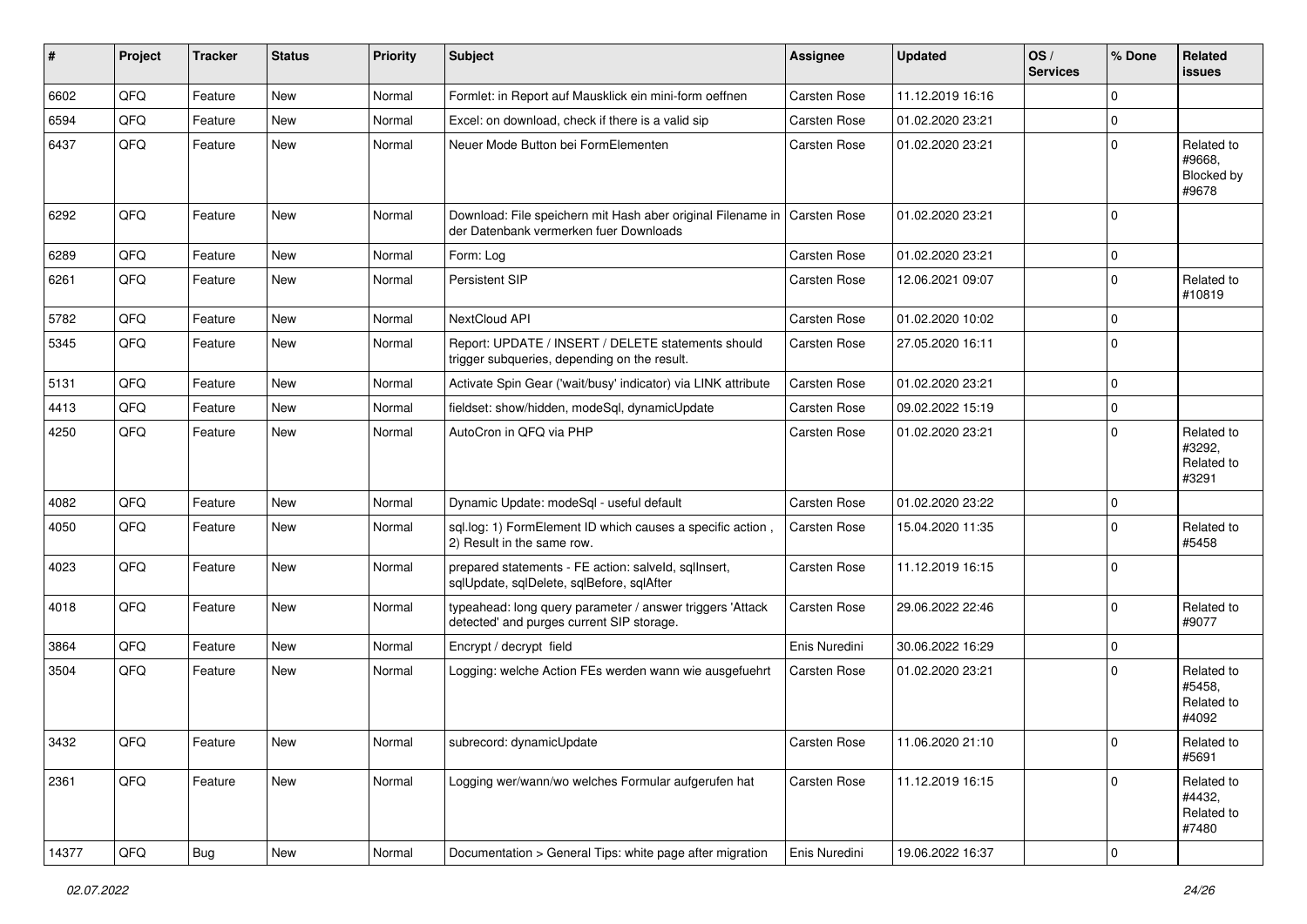| # | Project | Tracker | Status | Priority | Subject | Assignee | Updated | OS / Services | % Done | Related issues |
|---|---|---|---|---|---|---|---|---|---|---|
| 6602 | QFQ | Feature | New | Normal | Formlet: in Report auf Mausklick ein mini-form oeffnen | Carsten Rose | 11.12.2019 16:16 | | 0 | |
| 6594 | QFQ | Feature | New | Normal | Excel: on download, check if there is a valid sip | Carsten Rose | 01.02.2020 23:21 | | 0 | |
| 6437 | QFQ | Feature | New | Normal | Neuer Mode Button bei FormElementen | Carsten Rose | 01.02.2020 23:21 | | 0 | Related to #9668, Blocked by #9678 |
| 6292 | QFQ | Feature | New | Normal | Download: File speichern mit Hash aber original Filename in der Datenbank vermerken fuer Downloads | Carsten Rose | 01.02.2020 23:21 | | 0 | |
| 6289 | QFQ | Feature | New | Normal | Form: Log | Carsten Rose | 01.02.2020 23:21 | | 0 | |
| 6261 | QFQ | Feature | New | Normal | Persistent SIP | Carsten Rose | 12.06.2021 09:07 | | 0 | Related to #10819 |
| 5782 | QFQ | Feature | New | Normal | NextCloud API | Carsten Rose | 01.02.2020 10:02 | | 0 | |
| 5345 | QFQ | Feature | New | Normal | Report: UPDATE / INSERT / DELETE statements should trigger subqueries, depending on the result. | Carsten Rose | 27.05.2020 16:11 | | 0 | |
| 5131 | QFQ | Feature | New | Normal | Activate Spin Gear ('wait/busy' indicator) via LINK attribute | Carsten Rose | 01.02.2020 23:21 | | 0 | |
| 4413 | QFQ | Feature | New | Normal | fieldset: show/hidden, modeSql, dynamicUpdate | Carsten Rose | 09.02.2022 15:19 | | 0 | |
| 4250 | QFQ | Feature | New | Normal | AutoCron in QFQ via PHP | Carsten Rose | 01.02.2020 23:21 | | 0 | Related to #3292, Related to #3291 |
| 4082 | QFQ | Feature | New | Normal | Dynamic Update: modeSql - useful default | Carsten Rose | 01.02.2020 23:22 | | 0 | |
| 4050 | QFQ | Feature | New | Normal | sql.log: 1) FormElement ID which causes a specific action , 2) Result in the same row. | Carsten Rose | 15.04.2020 11:35 | | 0 | Related to #5458 |
| 4023 | QFQ | Feature | New | Normal | prepared statements - FE action: salveld, sqlInsert, sqlUpdate, sqlDelete, sqlBefore, sqlAfter | Carsten Rose | 11.12.2019 16:15 | | 0 | |
| 4018 | QFQ | Feature | New | Normal | typeahead: long query parameter / answer triggers 'Attack detected' and purges current SIP storage. | Carsten Rose | 29.06.2022 22:46 | | 0 | Related to #9077 |
| 3864 | QFQ | Feature | New | Normal | Encrypt / decrypt field | Enis Nuredini | 30.06.2022 16:29 | | 0 | |
| 3504 | QFQ | Feature | New | Normal | Logging: welche Action FEs werden wann wie ausgefuehrt | Carsten Rose | 01.02.2020 23:21 | | 0 | Related to #5458, Related to #4092 |
| 3432 | QFQ | Feature | New | Normal | subrecord: dynamicUpdate | Carsten Rose | 11.06.2020 21:10 | | 0 | Related to #5691 |
| 2361 | QFQ | Feature | New | Normal | Logging wer/wann/wo welches Formular aufgerufen hat | Carsten Rose | 11.12.2019 16:15 | | 0 | Related to #4432, Related to #7480 |
| 14377 | QFQ | Bug | New | Normal | Documentation > General Tips: white page after migration | Enis Nuredini | 19.06.2022 16:37 | | 0 | |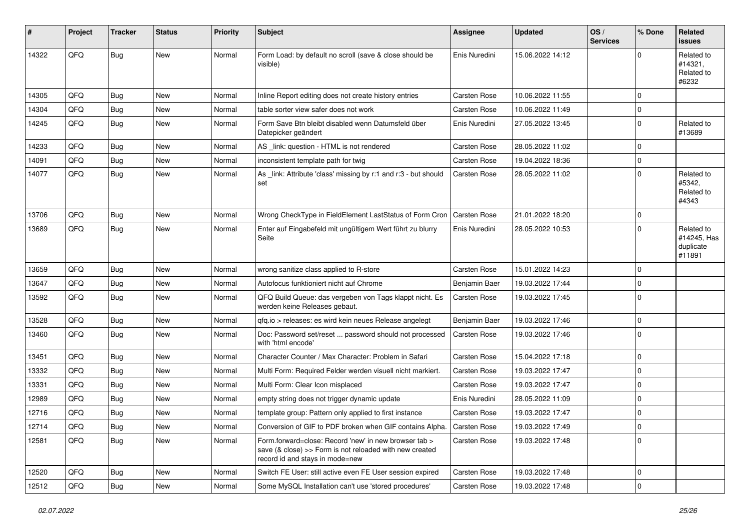| # | Project | Tracker | Status | Priority | Subject | Assignee | Updated | OS / Services | % Done | Related issues |
|---|---|---|---|---|---|---|---|---|---|---|
| 14322 | QFQ | Bug | New | Normal | Form Load: by default no scroll (save & close should be visible) | Enis Nuredini | 15.06.2022 14:12 | | 0 | Related to #14321, Related to #6232 |
| 14305 | QFQ | Bug | New | Normal | Inline Report editing does not create history entries | Carsten Rose | 10.06.2022 11:55 | | 0 | |
| 14304 | QFQ | Bug | New | Normal | table sorter view safer does not work | Carsten Rose | 10.06.2022 11:49 | | 0 | |
| 14245 | QFQ | Bug | New | Normal | Form Save Btn bleibt disabled wenn Datumsfeld über Datepicker geändert | Enis Nuredini | 27.05.2022 13:45 | | 0 | Related to #13689 |
| 14233 | QFQ | Bug | New | Normal | AS _link: question - HTML is not rendered | Carsten Rose | 28.05.2022 11:02 | | 0 | |
| 14091 | QFQ | Bug | New | Normal | inconsistent template path for twig | Carsten Rose | 19.04.2022 18:36 | | 0 | |
| 14077 | QFQ | Bug | New | Normal | As _link: Attribute 'class' missing by r:1 and r:3 - but should set | Carsten Rose | 28.05.2022 11:02 | | 0 | Related to #5342, Related to #4343 |
| 13706 | QFQ | Bug | New | Normal | Wrong CheckType in FieldElement LastStatus of Form Cron | Carsten Rose | 21.01.2022 18:20 | | 0 | |
| 13689 | QFQ | Bug | New | Normal | Enter auf Eingabefeld mit ungültigem Wert führt zu blurry Seite | Enis Nuredini | 28.05.2022 10:53 | | 0 | Related to #14245, Has duplicate #11891 |
| 13659 | QFQ | Bug | New | Normal | wrong sanitize class applied to R-store | Carsten Rose | 15.01.2022 14:23 | | 0 | |
| 13647 | QFQ | Bug | New | Normal | Autofocus funktioniert nicht auf Chrome | Benjamin Baer | 19.03.2022 17:44 | | 0 | |
| 13592 | QFQ | Bug | New | Normal | QFQ Build Queue: das vergeben von Tags klappt nicht. Es werden keine Releases gebaut. | Carsten Rose | 19.03.2022 17:45 | | 0 | |
| 13528 | QFQ | Bug | New | Normal | qfq.io > releases: es wird kein neues Release angelegt | Benjamin Baer | 19.03.2022 17:46 | | 0 | |
| 13460 | QFQ | Bug | New | Normal | Doc: Password set/reset ... password should not processed with 'html encode' | Carsten Rose | 19.03.2022 17:46 | | 0 | |
| 13451 | QFQ | Bug | New | Normal | Character Counter / Max Character: Problem in Safari | Carsten Rose | 15.04.2022 17:18 | | 0 | |
| 13332 | QFQ | Bug | New | Normal | Multi Form: Required Felder werden visuell nicht markiert. | Carsten Rose | 19.03.2022 17:47 | | 0 | |
| 13331 | QFQ | Bug | New | Normal | Multi Form: Clear Icon misplaced | Carsten Rose | 19.03.2022 17:47 | | 0 | |
| 12989 | QFQ | Bug | New | Normal | empty string does not trigger dynamic update | Enis Nuredini | 28.05.2022 11:09 | | 0 | |
| 12716 | QFQ | Bug | New | Normal | template group: Pattern only applied to first instance | Carsten Rose | 19.03.2022 17:47 | | 0 | |
| 12714 | QFQ | Bug | New | Normal | Conversion of GIF to PDF broken when GIF contains Alpha. | Carsten Rose | 19.03.2022 17:49 | | 0 | |
| 12581 | QFQ | Bug | New | Normal | Form.forward=close: Record 'new' in new browser tab > save (& close) >> Form is not reloaded with new created record id and stays in mode=new | Carsten Rose | 19.03.2022 17:48 | | 0 | |
| 12520 | QFQ | Bug | New | Normal | Switch FE User: still active even FE User session expired | Carsten Rose | 19.03.2022 17:48 | | 0 | |
| 12512 | QFQ | Bug | New | Normal | Some MySQL Installation can't use 'stored procedures' | Carsten Rose | 19.03.2022 17:48 | | 0 | |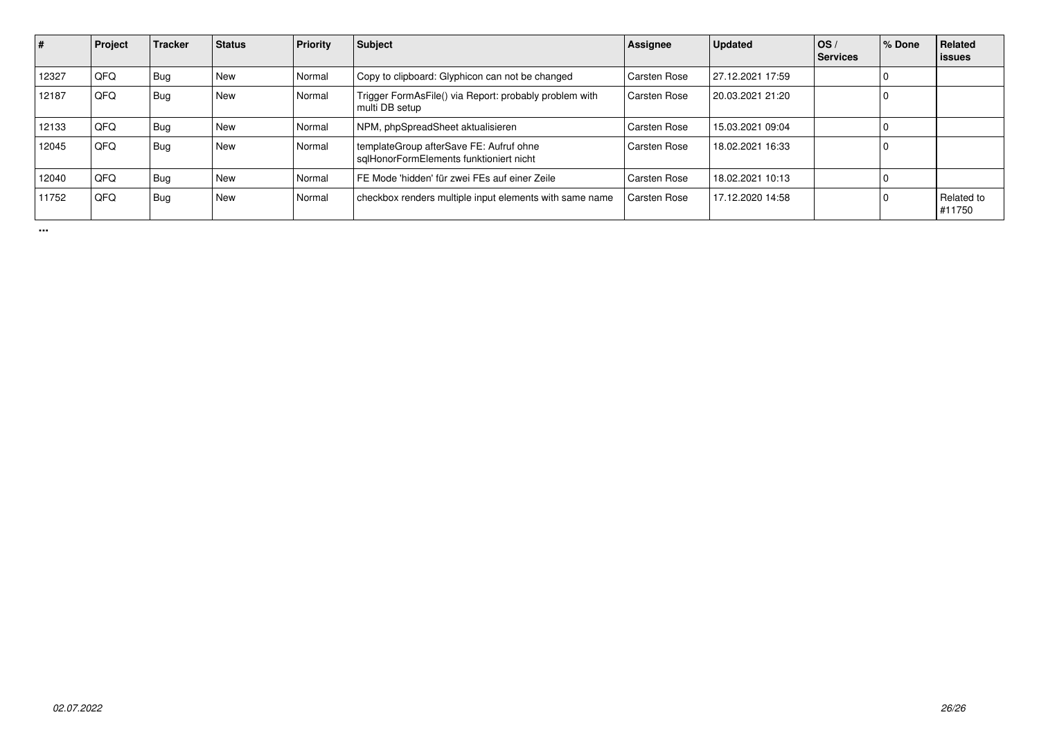| # | Project | Tracker | Status | Priority | Subject | Assignee | Updated | OS / Services | % Done | Related issues |
|---|---|---|---|---|---|---|---|---|---|---|
| 12327 | QFQ | Bug | New | Normal | Copy to clipboard: Glyphicon can not be changed | Carsten Rose | 27.12.2021 17:59 | | 0 | |
| 12187 | QFQ | Bug | New | Normal | Trigger FormAsFile() via Report: probably problem with multi DB setup | Carsten Rose | 20.03.2021 21:20 | | 0 | |
| 12133 | QFQ | Bug | New | Normal | NPM, phpSpreadSheet aktualisieren | Carsten Rose | 15.03.2021 09:04 | | 0 | |
| 12045 | QFQ | Bug | New | Normal | templateGroup afterSave FE: Aufruf ohne sqlHonorFormElements funktioniert nicht | Carsten Rose | 18.02.2021 16:33 | | 0 | |
| 12040 | QFQ | Bug | New | Normal | FE Mode 'hidden' für zwei FEs auf einer Zeile | Carsten Rose | 18.02.2021 10:13 | | 0 | |
| 11752 | QFQ | Bug | New | Normal | checkbox renders multiple input elements with same name | Carsten Rose | 17.12.2020 14:58 | | 0 | Related to #11750 |

...